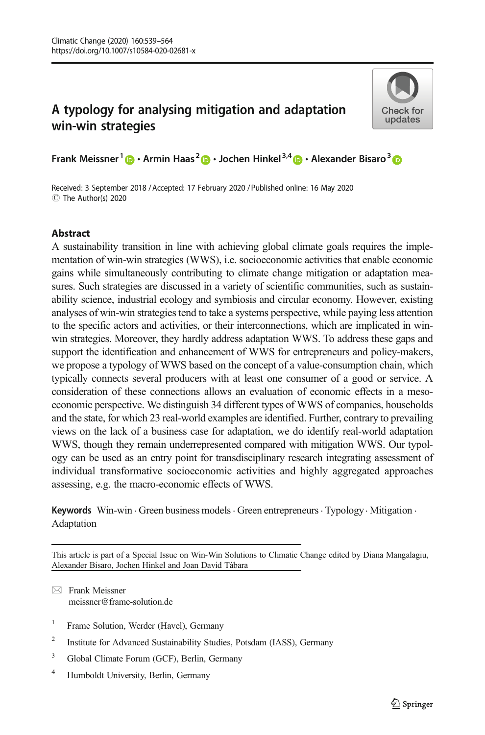# A typology for analysing mitigation and adaptation win-win strategies

**Frank Meissner**[1] · **Armin Haas**[2] · **Jochen Hinkel**[3,4] · **Alexander Bisaro**[3]

Received: 3 September 2018 / Accepted: 17 February 2020 / Published online: 16 May 2020
© The Author(s) 2020

## Abstract

A sustainability transition in line with achieving global climate goals requires the implementation of win-win strategies (WWS), i.e. socioeconomic activities that enable economic gains while simultaneously contributing to climate change mitigation or adaptation measures. Such strategies are discussed in a variety of scientific communities, such as sustainability science, industrial ecology and symbiosis and circular economy. However, existing analyses of win-win strategies tend to take a systems perspective, while paying less attention to the specific actors and activities, or their interconnections, which are implicated in win-win strategies. Moreover, they hardly address adaptation WWS. To address these gaps and support the identification and enhancement of WWS for entrepreneurs and policy-makers, we propose a typology of WWS based on the concept of a value-consumption chain, which typically connects several producers with at least one consumer of a good or service. A consideration of these connections allows an evaluation of economic effects in a meso-economic perspective. We distinguish 34 different types of WWS of companies, households and the state, for which 23 real-world examples are identified. Further, contrary to prevailing views on the lack of a business case for adaptation, we do identify real-world adaptation WWS, though they remain underrepresented compared with mitigation WWS. Our typology can be used as an entry point for transdisciplinary research integrating assessment of individual transformative socioeconomic activities and highly aggregated approaches assessing, e.g. the macro-economic effects of WWS.

**Keywords** Win-win · Green business models · Green entrepreneurs · Typology · Mitigation · Adaptation

This article is part of a Special Issue on Win-Win Solutions to Climatic Change edited by Diana Mangalagiu, Alexander Bisaro, Jochen Hinkel and Joan David Tàbara

✉ Frank Meissner
meissner@frame-solution.de

[1] Frame Solution, Werder (Havel), Germany

[2] Institute for Advanced Sustainability Studies, Potsdam (IASS), Germany

[3] Global Climate Forum (GCF), Berlin, Germany

[4] Humboldt University, Berlin, Germany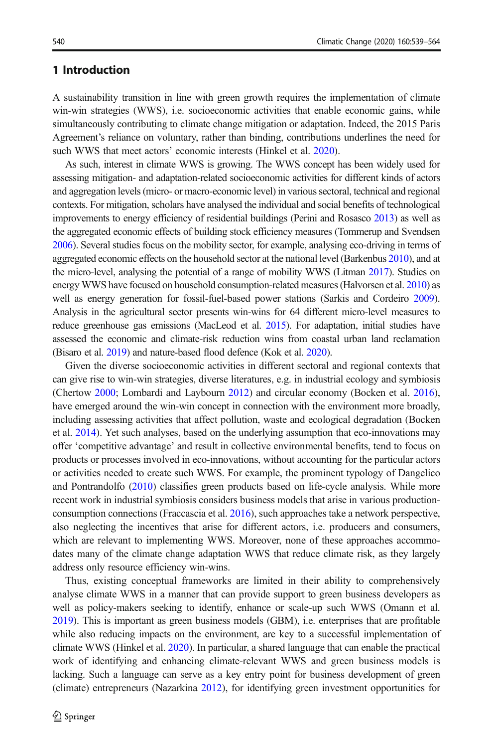## 1 Introduction

A sustainability transition in line with green growth requires the implementation of climate win-win strategies (WWS), i.e. socioeconomic activities that enable economic gains, while simultaneously contributing to climate change mitigation or adaptation. Indeed, the 2015 Paris Agreement's reliance on voluntary, rather than binding, contributions underlines the need for such WWS that meet actors' economic interests (Hinkel et al. 2020).

As such, interest in climate WWS is growing. The WWS concept has been widely used for assessing mitigation- and adaptation-related socioeconomic activities for different kinds of actors and aggregation levels (micro- or macro-economic level) in various sectoral, technical and regional contexts. For mitigation, scholars have analysed the individual and social benefits of technological improvements to energy efficiency of residential buildings (Perini and Rosasco 2013) as well as the aggregated economic effects of building stock efficiency measures (Tommerup and Svendsen 2006). Several studies focus on the mobility sector, for example, analysing eco-driving in terms of aggregated economic effects on the household sector at the national level (Barkenbus 2010), and at the micro-level, analysing the potential of a range of mobility WWS (Litman 2017). Studies on energy WWS have focused on household consumption-related measures (Halvorsen et al. 2010) as well as energy generation for fossil-fuel-based power stations (Sarkis and Cordeiro 2009). Analysis in the agricultural sector presents win-wins for 64 different micro-level measures to reduce greenhouse gas emissions (MacLeod et al. 2015). For adaptation, initial studies have assessed the economic and climate-risk reduction wins from coastal urban land reclamation (Bisaro et al. 2019) and nature-based flood defence (Kok et al. 2020).

Given the diverse socioeconomic activities in different sectoral and regional contexts that can give rise to win-win strategies, diverse literatures, e.g. in industrial ecology and symbiosis (Chertow 2000; Lombardi and Laybourn 2012) and circular economy (Bocken et al. 2016), have emerged around the win-win concept in connection with the environment more broadly, including assessing activities that affect pollution, waste and ecological degradation (Bocken et al. 2014). Yet such analyses, based on the underlying assumption that eco-innovations may offer 'competitive advantage' and result in collective environmental benefits, tend to focus on products or processes involved in eco-innovations, without accounting for the particular actors or activities needed to create such WWS. For example, the prominent typology of Dangelico and Pontrandolfo (2010) classifies green products based on life-cycle analysis. While more recent work in industrial symbiosis considers business models that arise in various production-consumption connections (Fraccascia et al. 2016), such approaches take a network perspective, also neglecting the incentives that arise for different actors, i.e. producers and consumers, which are relevant to implementing WWS. Moreover, none of these approaches accommodates many of the climate change adaptation WWS that reduce climate risk, as they largely address only resource efficiency win-wins.

Thus, existing conceptual frameworks are limited in their ability to comprehensively analyse climate WWS in a manner that can provide support to green business developers as well as policy-makers seeking to identify, enhance or scale-up such WWS (Omann et al. 2019). This is important as green business models (GBM), i.e. enterprises that are profitable while also reducing impacts on the environment, are key to a successful implementation of climate WWS (Hinkel et al. 2020). In particular, a shared language that can enable the practical work of identifying and enhancing climate-relevant WWS and green business models is lacking. Such a language can serve as a key entry point for business development of green (climate) entrepreneurs (Nazarkina 2012), for identifying green investment opportunities for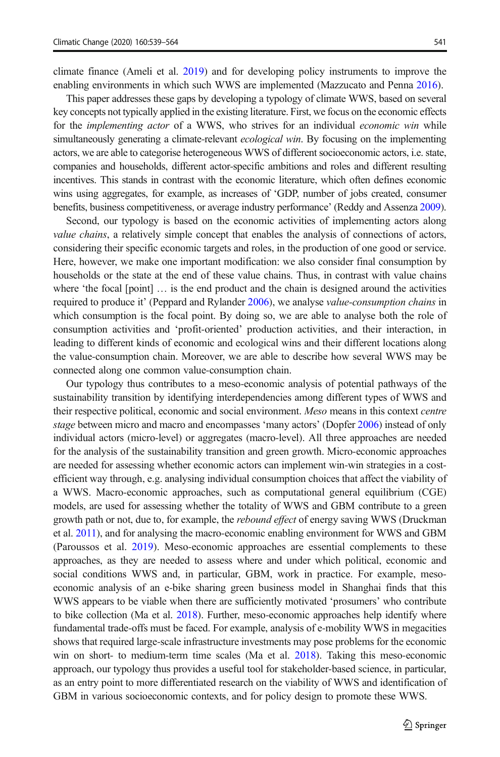climate finance (Ameli et al. 2019) and for developing policy instruments to improve the enabling environments in which such WWS are implemented (Mazzucato and Penna 2016).

This paper addresses these gaps by developing a typology of climate WWS, based on several key concepts not typically applied in the existing literature. First, we focus on the economic effects for the *implementing actor* of a WWS, who strives for an individual *economic win* while simultaneously generating a climate-relevant *ecological win*. By focusing on the implementing actors, we are able to categorise heterogeneous WWS of different socioeconomic actors, i.e. state, companies and households, different actor-specific ambitions and roles and different resulting incentives. This stands in contrast with the economic literature, which often defines economic wins using aggregates, for example, as increases of 'GDP, number of jobs created, consumer benefits, business competitiveness, or average industry performance' (Reddy and Assenza 2009).

Second, our typology is based on the economic activities of implementing actors along *value chains*, a relatively simple concept that enables the analysis of connections of actors, considering their specific economic targets and roles, in the production of one good or service. Here, however, we make one important modification: we also consider final consumption by households or the state at the end of these value chains. Thus, in contrast with value chains where 'the focal [point] … is the end product and the chain is designed around the activities required to produce it' (Peppard and Rylander 2006), we analyse *value-consumption chains* in which consumption is the focal point. By doing so, we are able to analyse both the role of consumption activities and 'profit-oriented' production activities, and their interaction, in leading to different kinds of economic and ecological wins and their different locations along the value-consumption chain. Moreover, we are able to describe how several WWS may be connected along one common value-consumption chain.

Our typology thus contributes to a meso-economic analysis of potential pathways of the sustainability transition by identifying interdependencies among different types of WWS and their respective political, economic and social environment. *Meso* means in this context *centre stage* between micro and macro and encompasses 'many actors' (Dopfer 2006) instead of only individual actors (micro-level) or aggregates (macro-level). All three approaches are needed for the analysis of the sustainability transition and green growth. Micro-economic approaches are needed for assessing whether economic actors can implement win-win strategies in a cost-efficient way through, e.g. analysing individual consumption choices that affect the viability of a WWS. Macro-economic approaches, such as computational general equilibrium (CGE) models, are used for assessing whether the totality of WWS and GBM contribute to a green growth path or not, due to, for example, the *rebound effect* of energy saving WWS (Druckman et al. 2011), and for analysing the macro-economic enabling environment for WWS and GBM (Paroussos et al. 2019). Meso-economic approaches are essential complements to these approaches, as they are needed to assess where and under which political, economic and social conditions WWS and, in particular, GBM, work in practice. For example, meso-economic analysis of an e-bike sharing green business model in Shanghai finds that this WWS appears to be viable when there are sufficiently motivated 'prosumers' who contribute to bike collection (Ma et al. 2018). Further, meso-economic approaches help identify where fundamental trade-offs must be faced. For example, analysis of e-mobility WWS in megacities shows that required large-scale infrastructure investments may pose problems for the economic win on short- to medium-term time scales (Ma et al. 2018). Taking this meso-economic approach, our typology thus provides a useful tool for stakeholder-based science, in particular, as an entry point to more differentiated research on the viability of WWS and identification of GBM in various socioeconomic contexts, and for policy design to promote these WWS.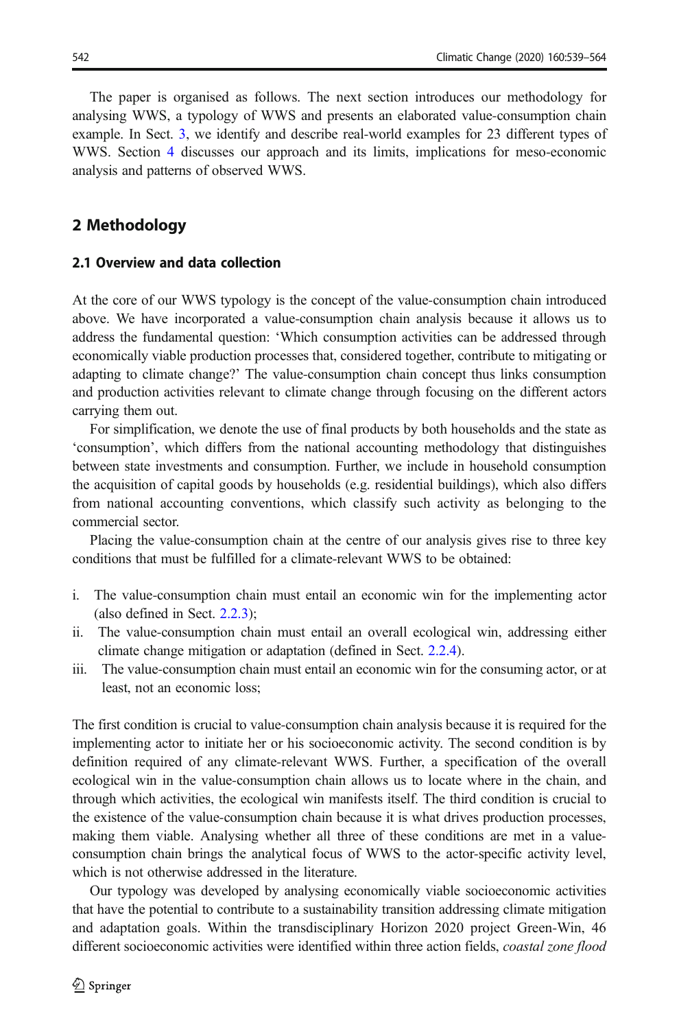The paper is organised as follows. The next section introduces our methodology for analysing WWS, a typology of WWS and presents an elaborated value-consumption chain example. In Sect. 3, we identify and describe real-world examples for 23 different types of WWS. Section 4 discusses our approach and its limits, implications for meso-economic analysis and patterns of observed WWS.

## 2 Methodology

### 2.1 Overview and data collection

At the core of our WWS typology is the concept of the value-consumption chain introduced above. We have incorporated a value-consumption chain analysis because it allows us to address the fundamental question: 'Which consumption activities can be addressed through economically viable production processes that, considered together, contribute to mitigating or adapting to climate change?' The value-consumption chain concept thus links consumption and production activities relevant to climate change through focusing on the different actors carrying them out.

For simplification, we denote the use of final products by both households and the state as 'consumption', which differs from the national accounting methodology that distinguishes between state investments and consumption. Further, we include in household consumption the acquisition of capital goods by households (e.g. residential buildings), which also differs from national accounting conventions, which classify such activity as belonging to the commercial sector.

Placing the value-consumption chain at the centre of our analysis gives rise to three key conditions that must be fulfilled for a climate-relevant WWS to be obtained:

i. The value-consumption chain must entail an economic win for the implementing actor (also defined in Sect. 2.2.3);
ii. The value-consumption chain must entail an overall ecological win, addressing either climate change mitigation or adaptation (defined in Sect. 2.2.4).
iii. The value-consumption chain must entail an economic win for the consuming actor, or at least, not an economic loss;

The first condition is crucial to value-consumption chain analysis because it is required for the implementing actor to initiate her or his socioeconomic activity. The second condition is by definition required of any climate-relevant WWS. Further, a specification of the overall ecological win in the value-consumption chain allows us to locate where in the chain, and through which activities, the ecological win manifests itself. The third condition is crucial to the existence of the value-consumption chain because it is what drives production processes, making them viable. Analysing whether all three of these conditions are met in a value-consumption chain brings the analytical focus of WWS to the actor-specific activity level, which is not otherwise addressed in the literature.

Our typology was developed by analysing economically viable socioeconomic activities that have the potential to contribute to a sustainability transition addressing climate mitigation and adaptation goals. Within the transdisciplinary Horizon 2020 project Green-Win, 46 different socioeconomic activities were identified within three action fields, *coastal zone flood*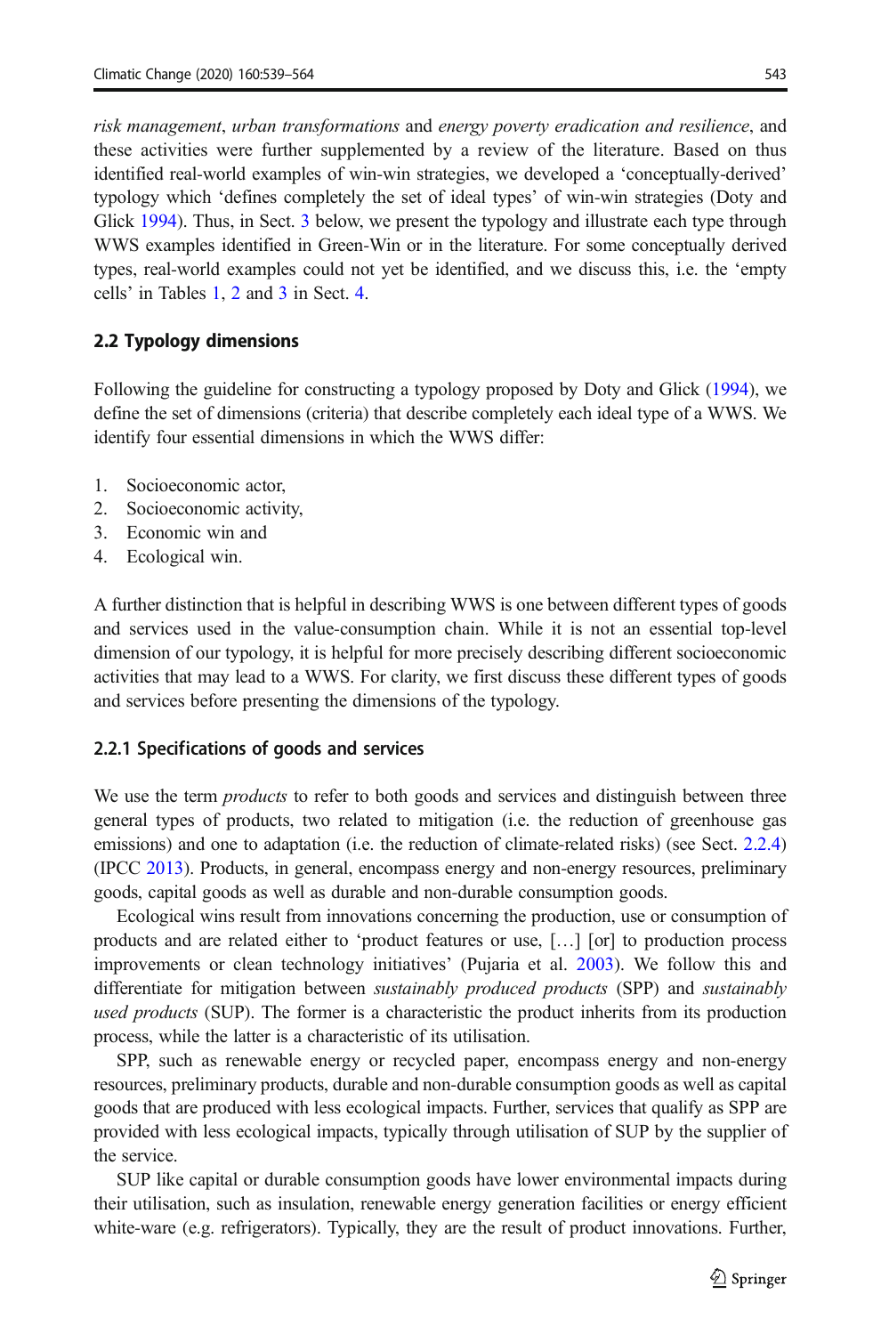*risk management*, *urban transformations* and *energy poverty eradication and resilience*, and these activities were further supplemented by a review of the literature. Based on thus identified real-world examples of win-win strategies, we developed a 'conceptually-derived' typology which 'defines completely the set of ideal types' of win-win strategies (Doty and Glick 1994). Thus, in Sect. 3 below, we present the typology and illustrate each type through WWS examples identified in Green-Win or in the literature. For some conceptually derived types, real-world examples could not yet be identified, and we discuss this, i.e. the 'empty cells' in Tables 1, 2 and 3 in Sect. 4.

## 2.2 Typology dimensions

Following the guideline for constructing a typology proposed by Doty and Glick (1994), we define the set of dimensions (criteria) that describe completely each ideal type of a WWS. We identify four essential dimensions in which the WWS differ:

1. Socioeconomic actor,
2. Socioeconomic activity,
3. Economic win and
4. Ecological win.

A further distinction that is helpful in describing WWS is one between different types of goods and services used in the value-consumption chain. While it is not an essential top-level dimension of our typology, it is helpful for more precisely describing different socioeconomic activities that may lead to a WWS. For clarity, we first discuss these different types of goods and services before presenting the dimensions of the typology.

### 2.2.1 Specifications of goods and services

We use the term *products* to refer to both goods and services and distinguish between three general types of products, two related to mitigation (i.e. the reduction of greenhouse gas emissions) and one to adaptation (i.e. the reduction of climate-related risks) (see Sect. 2.2.4) (IPCC 2013). Products, in general, encompass energy and non-energy resources, preliminary goods, capital goods as well as durable and non-durable consumption goods.

Ecological wins result from innovations concerning the production, use or consumption of products and are related either to 'product features or use, […] [or] to production process improvements or clean technology initiatives' (Pujaria et al. 2003). We follow this and differentiate for mitigation between *sustainably produced products* (SPP) and *sustainably used products* (SUP). The former is a characteristic the product inherits from its production process, while the latter is a characteristic of its utilisation.

SPP, such as renewable energy or recycled paper, encompass energy and non-energy resources, preliminary products, durable and non-durable consumption goods as well as capital goods that are produced with less ecological impacts. Further, services that qualify as SPP are provided with less ecological impacts, typically through utilisation of SUP by the supplier of the service.

SUP like capital or durable consumption goods have lower environmental impacts during their utilisation, such as insulation, renewable energy generation facilities or energy efficient white-ware (e.g. refrigerators). Typically, they are the result of product innovations. Further,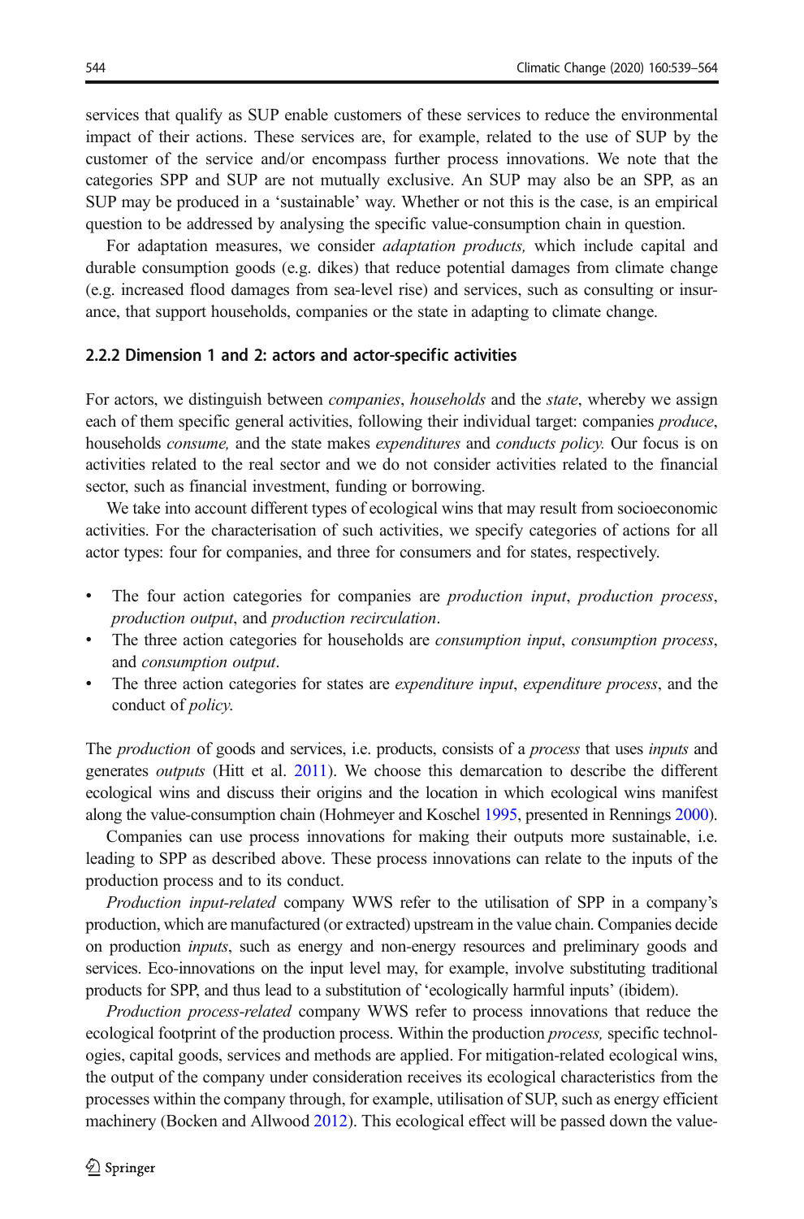services that qualify as SUP enable customers of these services to reduce the environmental impact of their actions. These services are, for example, related to the use of SUP by the customer of the service and/or encompass further process innovations. We note that the categories SPP and SUP are not mutually exclusive. An SUP may also be an SPP, as an SUP may be produced in a 'sustainable' way. Whether or not this is the case, is an empirical question to be addressed by analysing the specific value-consumption chain in question.

For adaptation measures, we consider *adaptation products,* which include capital and durable consumption goods (e.g. dikes) that reduce potential damages from climate change (e.g. increased flood damages from sea-level rise) and services, such as consulting or insurance, that support households, companies or the state in adapting to climate change.

### 2.2.2 Dimension 1 and 2: actors and actor-specific activities

For actors, we distinguish between *companies*, *households* and the *state*, whereby we assign each of them specific general activities, following their individual target: companies *produce*, households *consume,* and the state makes *expenditures* and *conducts policy.* Our focus is on activities related to the real sector and we do not consider activities related to the financial sector, such as financial investment, funding or borrowing.

We take into account different types of ecological wins that may result from socioeconomic activities. For the characterisation of such activities, we specify categories of actions for all actor types: four for companies, and three for consumers and for states, respectively.

- The four action categories for companies are *production input*, *production process*, *production output*, and *production recirculation*.
- The three action categories for households are *consumption input*, *consumption process*, and *consumption output*.
- The three action categories for states are *expenditure input*, *expenditure process*, and the conduct of *policy.*

The *production* of goods and services, i.e. products, consists of a *process* that uses *inputs* and generates *outputs* (Hitt et al. 2011). We choose this demarcation to describe the different ecological wins and discuss their origins and the location in which ecological wins manifest along the value-consumption chain (Hohmeyer and Koschel 1995, presented in Rennings 2000).

Companies can use process innovations for making their outputs more sustainable, i.e. leading to SPP as described above. These process innovations can relate to the inputs of the production process and to its conduct.

*Production input-related* company WWS refer to the utilisation of SPP in a company's production, which are manufactured (or extracted) upstream in the value chain. Companies decide on production *inputs*, such as energy and non-energy resources and preliminary goods and services. Eco-innovations on the input level may, for example, involve substituting traditional products for SPP, and thus lead to a substitution of 'ecologically harmful inputs' (ibidem).

*Production process-related* company WWS refer to process innovations that reduce the ecological footprint of the production process. Within the production *process,* specific technologies, capital goods, services and methods are applied. For mitigation-related ecological wins, the output of the company under consideration receives its ecological characteristics from the processes within the company through, for example, utilisation of SUP, such as energy efficient machinery (Bocken and Allwood 2012). This ecological effect will be passed down the value-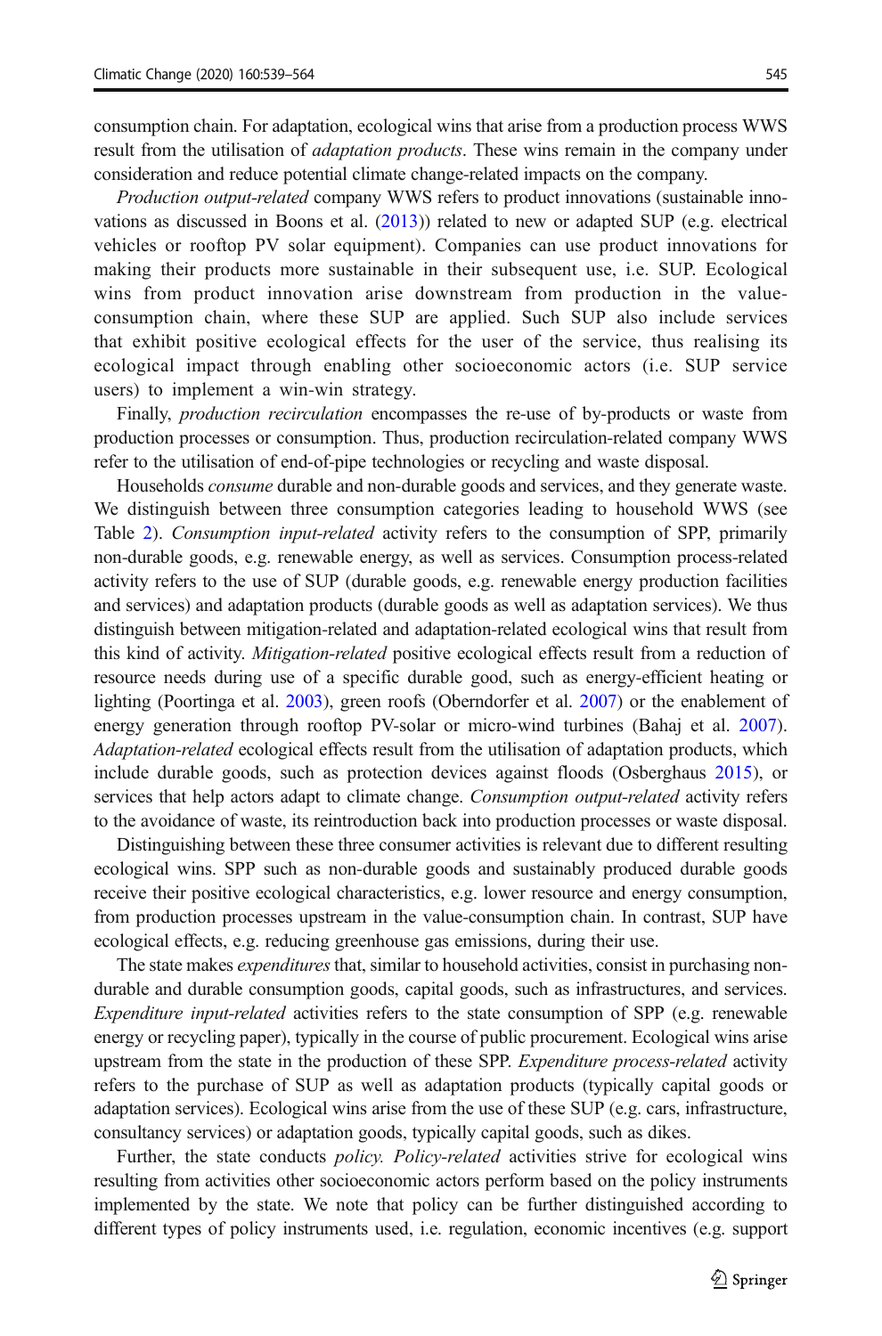consumption chain. For adaptation, ecological wins that arise from a production process WWS result from the utilisation of *adaptation products*. These wins remain in the company under consideration and reduce potential climate change-related impacts on the company.

*Production output-related* company WWS refers to product innovations (sustainable innovations as discussed in Boons et al. (2013)) related to new or adapted SUP (e.g. electrical vehicles or rooftop PV solar equipment). Companies can use product innovations for making their products more sustainable in their subsequent use, i.e. SUP. Ecological wins from product innovation arise downstream from production in the value-consumption chain, where these SUP are applied. Such SUP also include services that exhibit positive ecological effects for the user of the service, thus realising its ecological impact through enabling other socioeconomic actors (i.e. SUP service users) to implement a win-win strategy.

Finally, *production recirculation* encompasses the re-use of by-products or waste from production processes or consumption. Thus, production recirculation-related company WWS refer to the utilisation of end-of-pipe technologies or recycling and waste disposal.

Households *consume* durable and non-durable goods and services, and they generate waste. We distinguish between three consumption categories leading to household WWS (see Table 2). *Consumption input-related* activity refers to the consumption of SPP, primarily non-durable goods, e.g. renewable energy, as well as services. Consumption process-related activity refers to the use of SUP (durable goods, e.g. renewable energy production facilities and services) and adaptation products (durable goods as well as adaptation services). We thus distinguish between mitigation-related and adaptation-related ecological wins that result from this kind of activity. *Mitigation-related* positive ecological effects result from a reduction of resource needs during use of a specific durable good, such as energy-efficient heating or lighting (Poortinga et al. 2003), green roofs (Oberndorfer et al. 2007) or the enablement of energy generation through rooftop PV-solar or micro-wind turbines (Bahaj et al. 2007). *Adaptation-related* ecological effects result from the utilisation of adaptation products, which include durable goods, such as protection devices against floods (Osberghaus 2015), or services that help actors adapt to climate change. *Consumption output-related* activity refers to the avoidance of waste, its reintroduction back into production processes or waste disposal.

Distinguishing between these three consumer activities is relevant due to different resulting ecological wins. SPP such as non-durable goods and sustainably produced durable goods receive their positive ecological characteristics, e.g. lower resource and energy consumption, from production processes upstream in the value-consumption chain. In contrast, SUP have ecological effects, e.g. reducing greenhouse gas emissions, during their use.

The state makes *expenditures* that, similar to household activities, consist in purchasing non-durable and durable consumption goods, capital goods, such as infrastructures, and services. *Expenditure input-related* activities refers to the state consumption of SPP (e.g. renewable energy or recycling paper), typically in the course of public procurement. Ecological wins arise upstream from the state in the production of these SPP. *Expenditure process-related* activity refers to the purchase of SUP as well as adaptation products (typically capital goods or adaptation services). Ecological wins arise from the use of these SUP (e.g. cars, infrastructure, consultancy services) or adaptation goods, typically capital goods, such as dikes.

Further, the state conducts *policy*. *Policy-related* activities strive for ecological wins resulting from activities other socioeconomic actors perform based on the policy instruments implemented by the state. We note that policy can be further distinguished according to different types of policy instruments used, i.e. regulation, economic incentives (e.g. support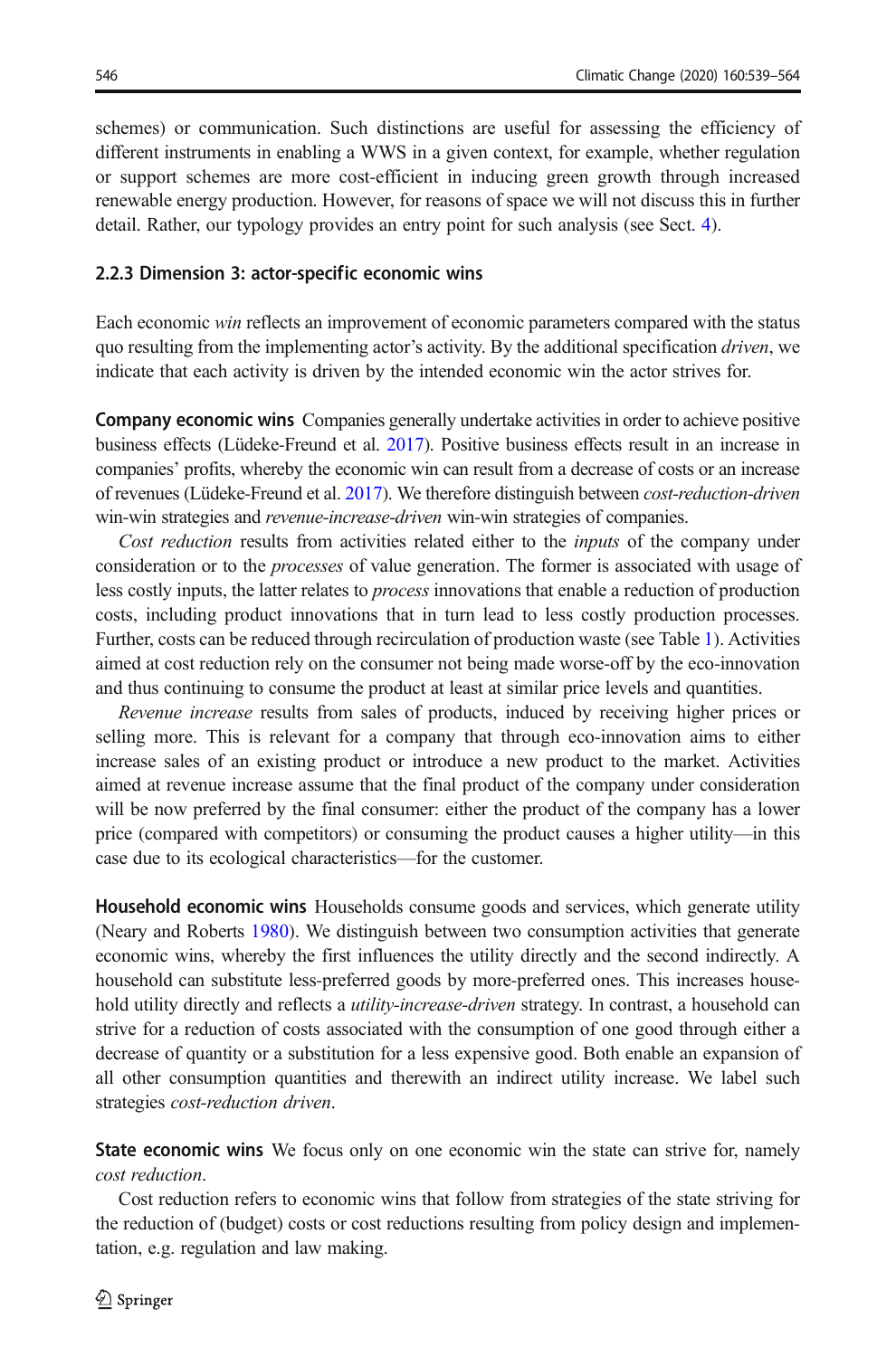schemes) or communication. Such distinctions are useful for assessing the efficiency of different instruments in enabling a WWS in a given context, for example, whether regulation or support schemes are more cost-efficient in inducing green growth through increased renewable energy production. However, for reasons of space we will not discuss this in further detail. Rather, our typology provides an entry point for such analysis (see Sect. 4).

#### 2.2.3 Dimension 3: actor-specific economic wins

Each economic *win* reflects an improvement of economic parameters compared with the status quo resulting from the implementing actor's activity. By the additional specification *driven*, we indicate that each activity is driven by the intended economic win the actor strives for.

**Company economic wins** Companies generally undertake activities in order to achieve positive business effects (Lüdeke-Freund et al. 2017). Positive business effects result in an increase in companies' profits, whereby the economic win can result from a decrease of costs or an increase of revenues (Lüdeke-Freund et al. 2017). We therefore distinguish between *cost-reduction-driven* win-win strategies and *revenue-increase-driven* win-win strategies of companies.

*Cost reduction* results from activities related either to the *inputs* of the company under consideration or to the *processes* of value generation. The former is associated with usage of less costly inputs, the latter relates to *process* innovations that enable a reduction of production costs, including product innovations that in turn lead to less costly production processes. Further, costs can be reduced through recirculation of production waste (see Table 1). Activities aimed at cost reduction rely on the consumer not being made worse-off by the eco-innovation and thus continuing to consume the product at least at similar price levels and quantities.

*Revenue increase* results from sales of products, induced by receiving higher prices or selling more. This is relevant for a company that through eco-innovation aims to either increase sales of an existing product or introduce a new product to the market. Activities aimed at revenue increase assume that the final product of the company under consideration will be now preferred by the final consumer: either the product of the company has a lower price (compared with competitors) or consuming the product causes a higher utility—in this case due to its ecological characteristics—for the customer.

**Household economic wins** Households consume goods and services, which generate utility (Neary and Roberts 1980). We distinguish between two consumption activities that generate economic wins, whereby the first influences the utility directly and the second indirectly. A household can substitute less-preferred goods by more-preferred ones. This increases household utility directly and reflects a *utility-increase-driven* strategy. In contrast, a household can strive for a reduction of costs associated with the consumption of one good through either a decrease of quantity or a substitution for a less expensive good. Both enable an expansion of all other consumption quantities and therewith an indirect utility increase. We label such strategies *cost-reduction driven*.

**State economic wins** We focus only on one economic win the state can strive for, namely *cost reduction*.

Cost reduction refers to economic wins that follow from strategies of the state striving for the reduction of (budget) costs or cost reductions resulting from policy design and implementation, e.g. regulation and law making.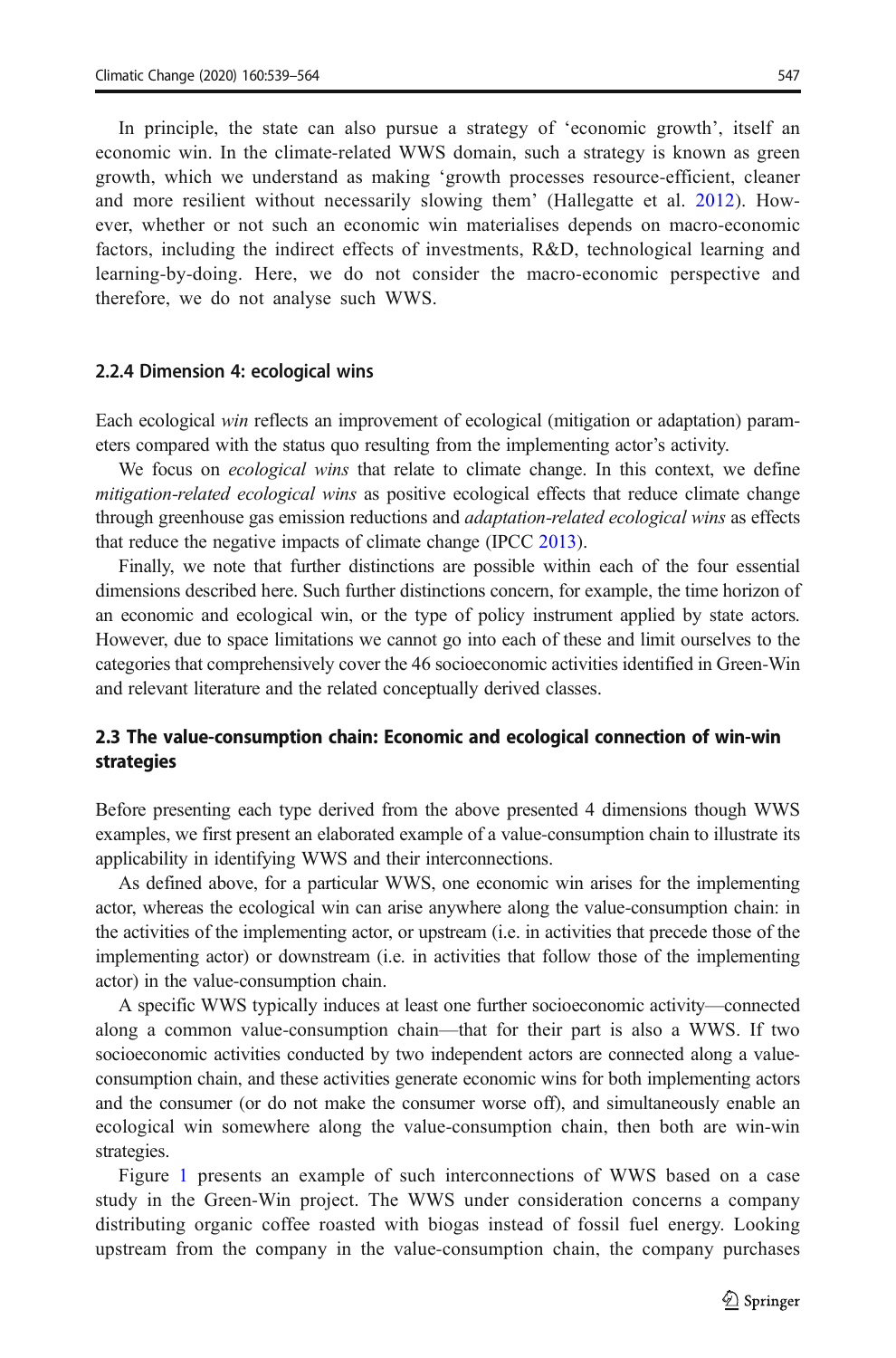In principle, the state can also pursue a strategy of 'economic growth', itself an economic win. In the climate-related WWS domain, such a strategy is known as green growth, which we understand as making 'growth processes resource-efficient, cleaner and more resilient without necessarily slowing them' (Hallegatte et al. 2012). However, whether or not such an economic win materialises depends on macro-economic factors, including the indirect effects of investments, R&D, technological learning and learning-by-doing. Here, we do not consider the macro-economic perspective and therefore, we do not analyse such WWS.

#### 2.2.4 Dimension 4: ecological wins

Each ecological *win* reflects an improvement of ecological (mitigation or adaptation) parameters compared with the status quo resulting from the implementing actor's activity.

We focus on *ecological wins* that relate to climate change. In this context, we define *mitigation-related ecological wins* as positive ecological effects that reduce climate change through greenhouse gas emission reductions and *adaptation-related ecological wins* as effects that reduce the negative impacts of climate change (IPCC 2013).

Finally, we note that further distinctions are possible within each of the four essential dimensions described here. Such further distinctions concern, for example, the time horizon of an economic and ecological win, or the type of policy instrument applied by state actors. However, due to space limitations we cannot go into each of these and limit ourselves to the categories that comprehensively cover the 46 socioeconomic activities identified in Green-Win and relevant literature and the related conceptually derived classes.

### 2.3 The value-consumption chain: Economic and ecological connection of win-win strategies

Before presenting each type derived from the above presented 4 dimensions though WWS examples, we first present an elaborated example of a value-consumption chain to illustrate its applicability in identifying WWS and their interconnections.

As defined above, for a particular WWS, one economic win arises for the implementing actor, whereas the ecological win can arise anywhere along the value-consumption chain: in the activities of the implementing actor, or upstream (i.e. in activities that precede those of the implementing actor) or downstream (i.e. in activities that follow those of the implementing actor) in the value-consumption chain.

A specific WWS typically induces at least one further socioeconomic activity—connected along a common value-consumption chain—that for their part is also a WWS. If two socioeconomic activities conducted by two independent actors are connected along a value-consumption chain, and these activities generate economic wins for both implementing actors and the consumer (or do not make the consumer worse off), and simultaneously enable an ecological win somewhere along the value-consumption chain, then both are win-win strategies.

Figure 1 presents an example of such interconnections of WWS based on a case study in the Green-Win project. The WWS under consideration concerns a company distributing organic coffee roasted with biogas instead of fossil fuel energy. Looking upstream from the company in the value-consumption chain, the company purchases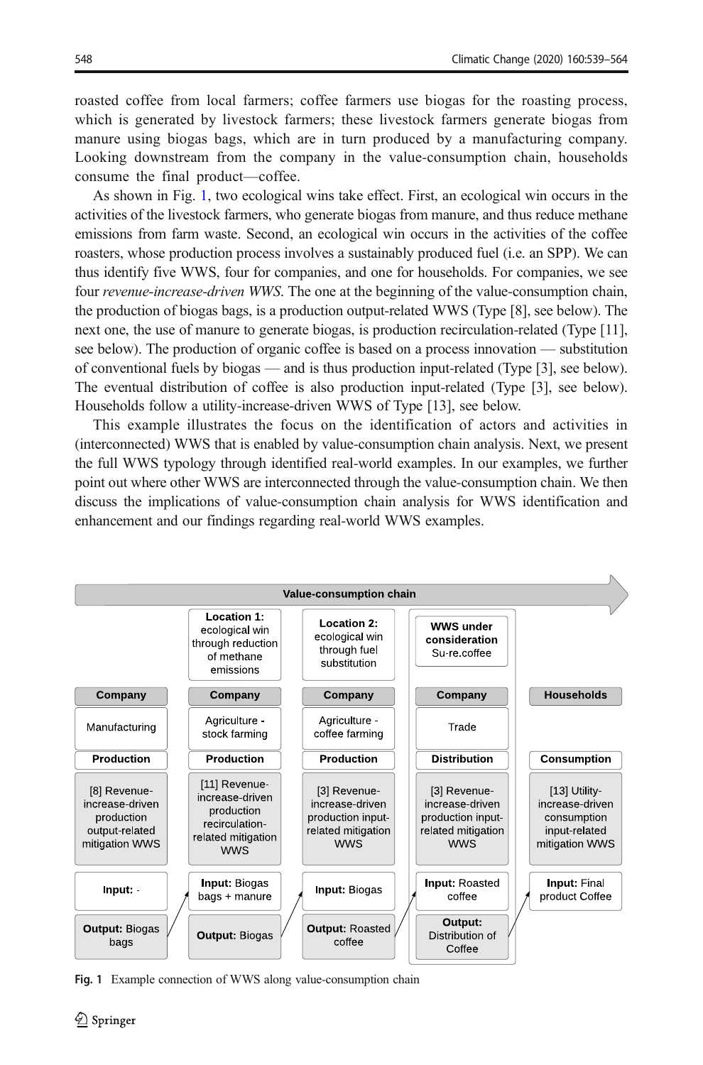roasted coffee from local farmers; coffee farmers use biogas for the roasting process, which is generated by livestock farmers; these livestock farmers generate biogas from manure using biogas bags, which are in turn produced by a manufacturing company. Looking downstream from the company in the value-consumption chain, households consume the final product—coffee.

As shown in Fig. 1, two ecological wins take effect. First, an ecological win occurs in the activities of the livestock farmers, who generate biogas from manure, and thus reduce methane emissions from farm waste. Second, an ecological win occurs in the activities of the coffee roasters, whose production process involves a sustainably produced fuel (i.e. an SPP). We can thus identify five WWS, four for companies, and one for households. For companies, we see four *revenue-increase-driven WWS*. The one at the beginning of the value-consumption chain, the production of biogas bags, is a production output-related WWS (Type [8], see below). The next one, the use of manure to generate biogas, is production recirculation-related (Type [11], see below). The production of organic coffee is based on a process innovation — substitution of conventional fuels by biogas — and is thus production input-related (Type [3], see below). The eventual distribution of coffee is also production input-related (Type [3], see below). Households follow a utility-increase-driven WWS of Type [13], see below.

This example illustrates the focus on the identification of actors and activities in (interconnected) WWS that is enabled by value-consumption chain analysis. Next, we present the full WWS typology through identified real-world examples. In our examples, we further point out where other WWS are interconnected through the value-consumption chain. We then discuss the implications of value-consumption chain analysis for WWS identification and enhancement and our findings regarding real-world WWS examples.

**Value-consumption chain**

| | Location 1: ecological win through reduction of methane emissions | Location 2: ecological win through fuel substitution | WWS under consideration Su-re.coffee | |
|---|---|---|---|---|
| **Company** | **Company** | **Company** | **Company** | **Households** |
| Manufacturing | Agriculture - stock farming | Agriculture - coffee farming | Trade | |
| **Production** | **Production** | **Production** | **Distribution** | **Consumption** |
| [8] Revenue-increase-driven production output-related mitigation WWS | [11] Revenue-increase-driven production recirculation-related mitigation WWS | [3] Revenue-increase-driven production input-related mitigation WWS | [3] Revenue-increase-driven production input-related mitigation WWS | [13] Utility-increase-driven consumption input-related mitigation WWS |
| **Input:** - | **Input:** Biogas bags + manure | **Input:** Biogas | **Input:** Roasted coffee | **Input:** Final product Coffee |
| **Output:** Biogas bags | **Output:** Biogas | **Output:** Roasted coffee | **Output:** Distribution of Coffee | |

**Fig. 1** Example connection of WWS along value-consumption chain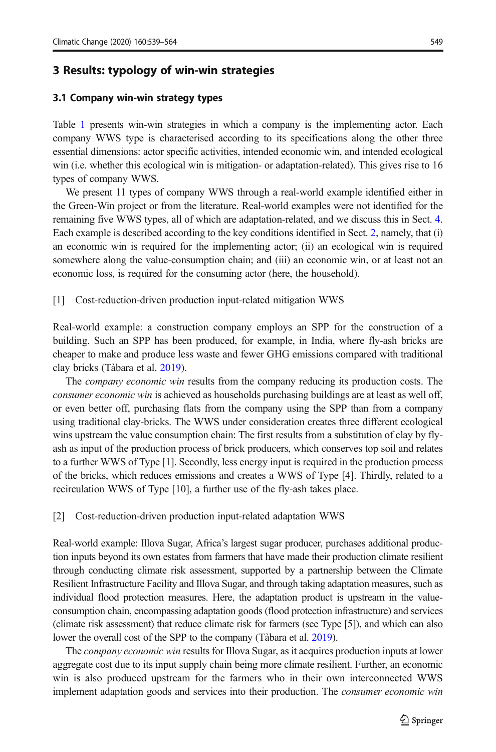## 3 Results: typology of win-win strategies

### 3.1 Company win-win strategy types

Table 1 presents win-win strategies in which a company is the implementing actor. Each company WWS type is characterised according to its specifications along the other three essential dimensions: actor specific activities, intended economic win, and intended ecological win (i.e. whether this ecological win is mitigation- or adaptation-related). This gives rise to 16 types of company WWS.

We present 11 types of company WWS through a real-world example identified either in the Green-Win project or from the literature. Real-world examples were not identified for the remaining five WWS types, all of which are adaptation-related, and we discuss this in Sect. 4. Each example is described according to the key conditions identified in Sect. 2, namely, that (i) an economic win is required for the implementing actor; (ii) an ecological win is required somewhere along the value-consumption chain; and (iii) an economic win, or at least not an economic loss, is required for the consuming actor (here, the household).

[1] Cost-reduction-driven production input-related mitigation WWS

Real-world example: a construction company employs an SPP for the construction of a building. Such an SPP has been produced, for example, in India, where fly-ash bricks are cheaper to make and produce less waste and fewer GHG emissions compared with traditional clay bricks (Tàbara et al. 2019).

The *company economic win* results from the company reducing its production costs. The *consumer economic win* is achieved as households purchasing buildings are at least as well off, or even better off, purchasing flats from the company using the SPP than from a company using traditional clay-bricks. The WWS under consideration creates three different ecological wins upstream the value consumption chain: The first results from a substitution of clay by fly-ash as input of the production process of brick producers, which conserves top soil and relates to a further WWS of Type [1]. Secondly, less energy input is required in the production process of the bricks, which reduces emissions and creates a WWS of Type [4]. Thirdly, related to a recirculation WWS of Type [10], a further use of the fly-ash takes place.

[2] Cost-reduction-driven production input-related adaptation WWS

Real-world example: Illova Sugar, Africa's largest sugar producer, purchases additional production inputs beyond its own estates from farmers that have made their production climate resilient through conducting climate risk assessment, supported by a partnership between the Climate Resilient Infrastructure Facility and Illova Sugar, and through taking adaptation measures, such as individual flood protection measures. Here, the adaptation product is upstream in the value-consumption chain, encompassing adaptation goods (flood protection infrastructure) and services (climate risk assessment) that reduce climate risk for farmers (see Type [5]), and which can also lower the overall cost of the SPP to the company (Tàbara et al. 2019).

The *company economic win* results for Illova Sugar, as it acquires production inputs at lower aggregate cost due to its input supply chain being more climate resilient. Further, an economic win is also produced upstream for the farmers who in their own interconnected WWS implement adaptation goods and services into their production. The *consumer economic win*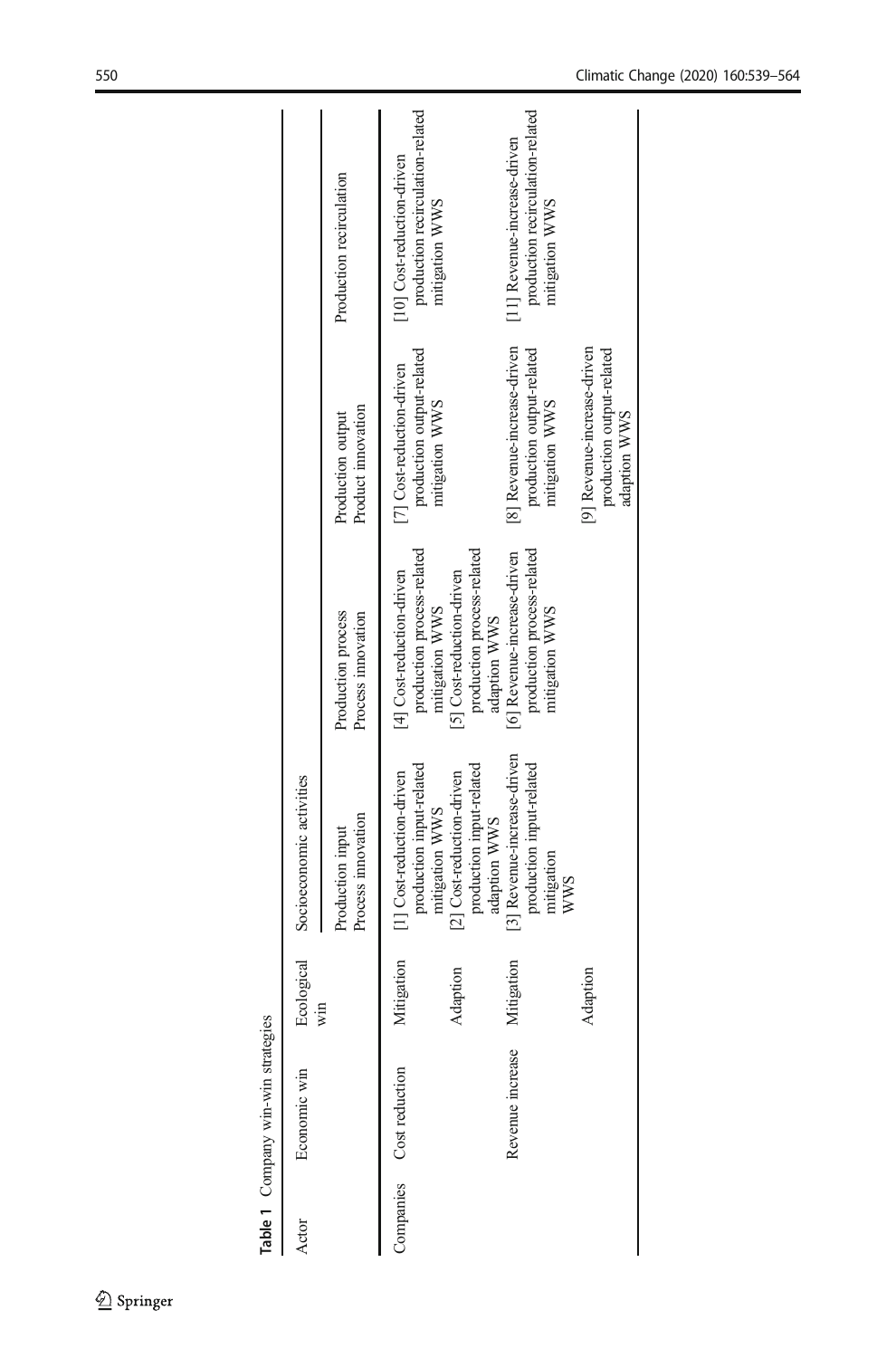**Table 1** Company win-win strategies

| Actor | Economic win | Ecological win | Socioeconomic activities | | | |
|---|---|---|---|---|---|---|
| | | | Production input<br>Process innovation | Production process<br>Process innovation | Production output<br>Product innovation | Production recirculation |
| Companies | Cost reduction | Mitigation | [1] Cost-reduction-driven production input-related mitigation WWS | [4] Cost-reduction-driven production process-related mitigation WWS | [7] Cost-reduction-driven production output-related mitigation WWS | [10] Cost-reduction-driven production recirculation-related mitigation WWS |
| | | Adaption | [2] Cost-reduction-driven production input-related adaption WWS | [5] Cost-reduction-driven production process-related adaption WWS | | |
| | Revenue increase | Mitigation | [3] Revenue-increase-driven production input-related mitigation WWS | [6] Revenue-increase-driven production process-related mitigation WWS | [8] Revenue-increase-driven production output-related mitigation WWS | [11] Revenue-increase-driven production recirculation-related mitigation WWS |
| | | Adaption | | | [9] Revenue-increase-driven production output-related adaption WWS | |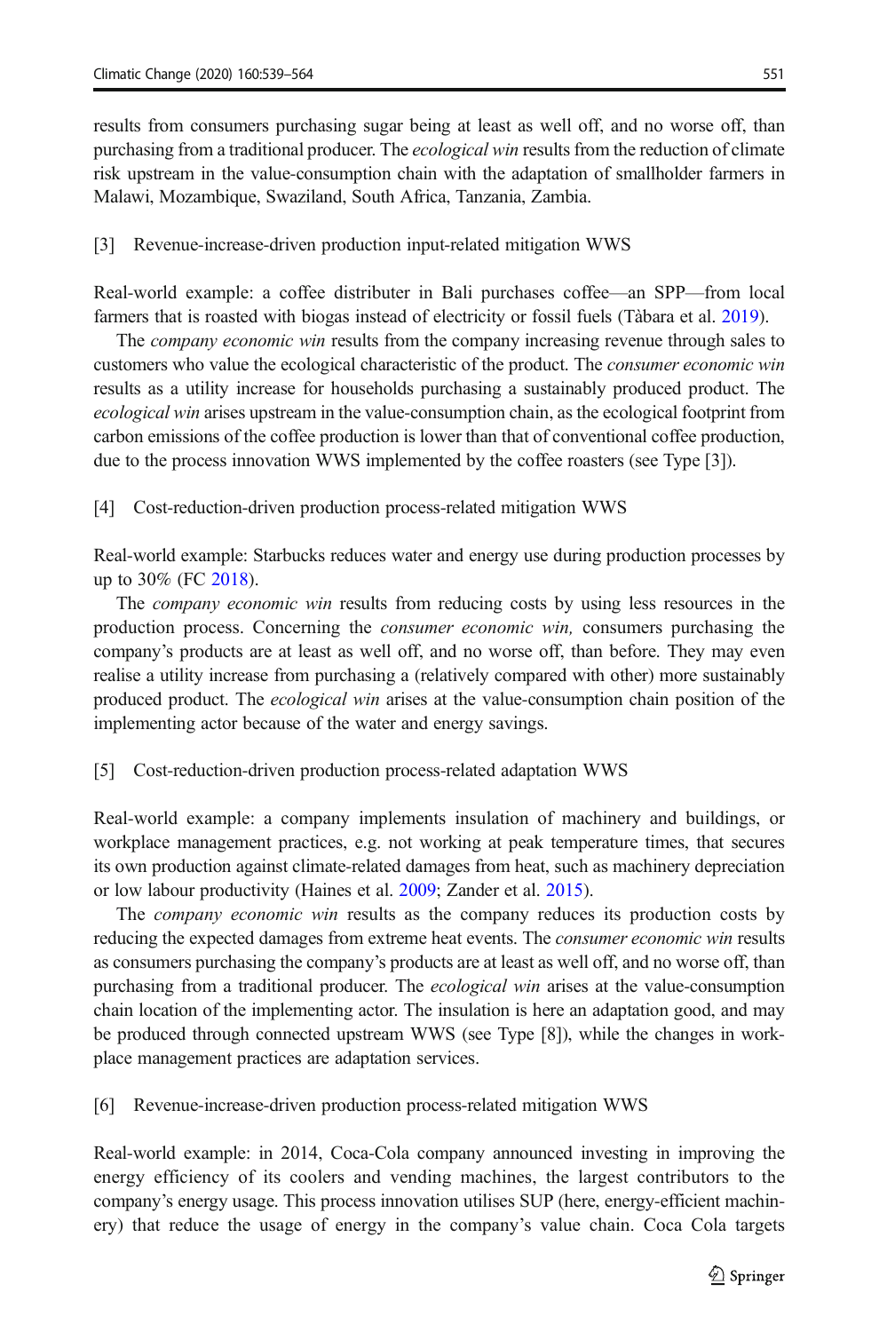results from consumers purchasing sugar being at least as well off, and no worse off, than purchasing from a traditional producer. The *ecological win* results from the reduction of climate risk upstream in the value-consumption chain with the adaptation of smallholder farmers in Malawi, Mozambique, Swaziland, South Africa, Tanzania, Zambia.

[3] Revenue-increase-driven production input-related mitigation WWS

Real-world example: a coffee distributer in Bali purchases coffee—an SPP—from local farmers that is roasted with biogas instead of electricity or fossil fuels (Tàbara et al. 2019).

The *company economic win* results from the company increasing revenue through sales to customers who value the ecological characteristic of the product. The *consumer economic win* results as a utility increase for households purchasing a sustainably produced product. The *ecological win* arises upstream in the value-consumption chain, as the ecological footprint from carbon emissions of the coffee production is lower than that of conventional coffee production, due to the process innovation WWS implemented by the coffee roasters (see Type [3]).

[4] Cost-reduction-driven production process-related mitigation WWS

Real-world example: Starbucks reduces water and energy use during production processes by up to 30% (FC 2018).

The *company economic win* results from reducing costs by using less resources in the production process. Concerning the *consumer economic win,* consumers purchasing the company's products are at least as well off, and no worse off, than before. They may even realise a utility increase from purchasing a (relatively compared with other) more sustainably produced product. The *ecological win* arises at the value-consumption chain position of the implementing actor because of the water and energy savings.

[5] Cost-reduction-driven production process-related adaptation WWS

Real-world example: a company implements insulation of machinery and buildings, or workplace management practices, e.g. not working at peak temperature times, that secures its own production against climate-related damages from heat, such as machinery depreciation or low labour productivity (Haines et al. 2009; Zander et al. 2015).

The *company economic win* results as the company reduces its production costs by reducing the expected damages from extreme heat events. The *consumer economic win* results as consumers purchasing the company's products are at least as well off, and no worse off, than purchasing from a traditional producer. The *ecological win* arises at the value-consumption chain location of the implementing actor. The insulation is here an adaptation good, and may be produced through connected upstream WWS (see Type [8]), while the changes in workplace management practices are adaptation services.

[6] Revenue-increase-driven production process-related mitigation WWS

Real-world example: in 2014, Coca-Cola company announced investing in improving the energy efficiency of its coolers and vending machines, the largest contributors to the company's energy usage. This process innovation utilises SUP (here, energy-efficient machinery) that reduce the usage of energy in the company's value chain. Coca Cola targets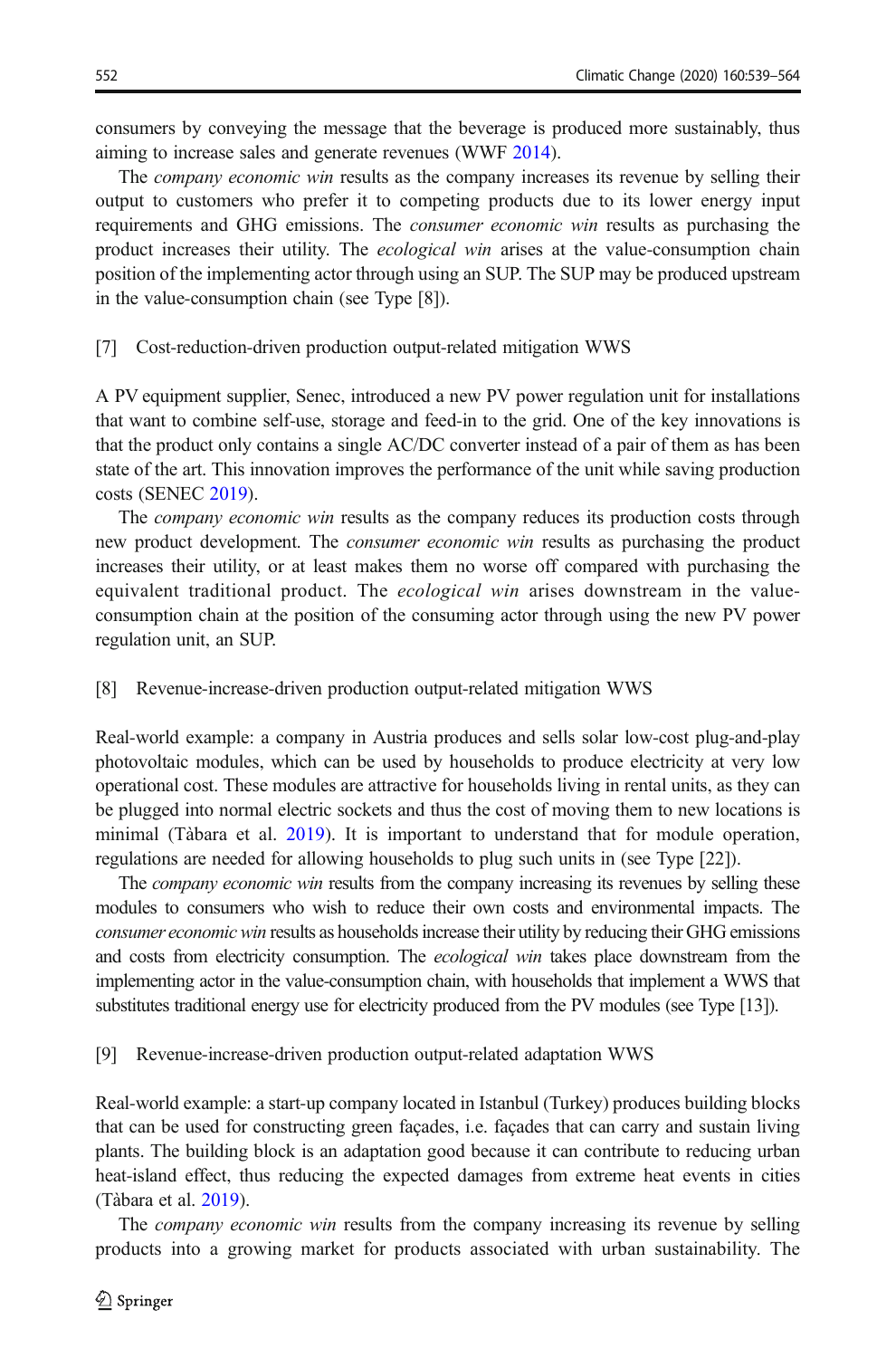consumers by conveying the message that the beverage is produced more sustainably, thus aiming to increase sales and generate revenues (WWF 2014).

The *company economic win* results as the company increases its revenue by selling their output to customers who prefer it to competing products due to its lower energy input requirements and GHG emissions. The *consumer economic win* results as purchasing the product increases their utility. The *ecological win* arises at the value-consumption chain position of the implementing actor through using an SUP. The SUP may be produced upstream in the value-consumption chain (see Type [8]).

[7] Cost-reduction-driven production output-related mitigation WWS

A PV equipment supplier, Senec, introduced a new PV power regulation unit for installations that want to combine self-use, storage and feed-in to the grid. One of the key innovations is that the product only contains a single AC/DC converter instead of a pair of them as has been state of the art. This innovation improves the performance of the unit while saving production costs (SENEC 2019).

The *company economic win* results as the company reduces its production costs through new product development. The *consumer economic win* results as purchasing the product increases their utility, or at least makes them no worse off compared with purchasing the equivalent traditional product. The *ecological win* arises downstream in the value-consumption chain at the position of the consuming actor through using the new PV power regulation unit, an SUP.

[8] Revenue-increase-driven production output-related mitigation WWS

Real-world example: a company in Austria produces and sells solar low-cost plug-and-play photovoltaic modules, which can be used by households to produce electricity at very low operational cost. These modules are attractive for households living in rental units, as they can be plugged into normal electric sockets and thus the cost of moving them to new locations is minimal (Tàbara et al. 2019). It is important to understand that for module operation, regulations are needed for allowing households to plug such units in (see Type [22]).

The *company economic win* results from the company increasing its revenues by selling these modules to consumers who wish to reduce their own costs and environmental impacts. The *consumer economic win* results as households increase their utility by reducing their GHG emissions and costs from electricity consumption. The *ecological win* takes place downstream from the implementing actor in the value-consumption chain, with households that implement a WWS that substitutes traditional energy use for electricity produced from the PV modules (see Type [13]).

[9] Revenue-increase-driven production output-related adaptation WWS

Real-world example: a start-up company located in Istanbul (Turkey) produces building blocks that can be used for constructing green façades, i.e. façades that can carry and sustain living plants. The building block is an adaptation good because it can contribute to reducing urban heat-island effect, thus reducing the expected damages from extreme heat events in cities (Tàbara et al. 2019).

The *company economic win* results from the company increasing its revenue by selling products into a growing market for products associated with urban sustainability. The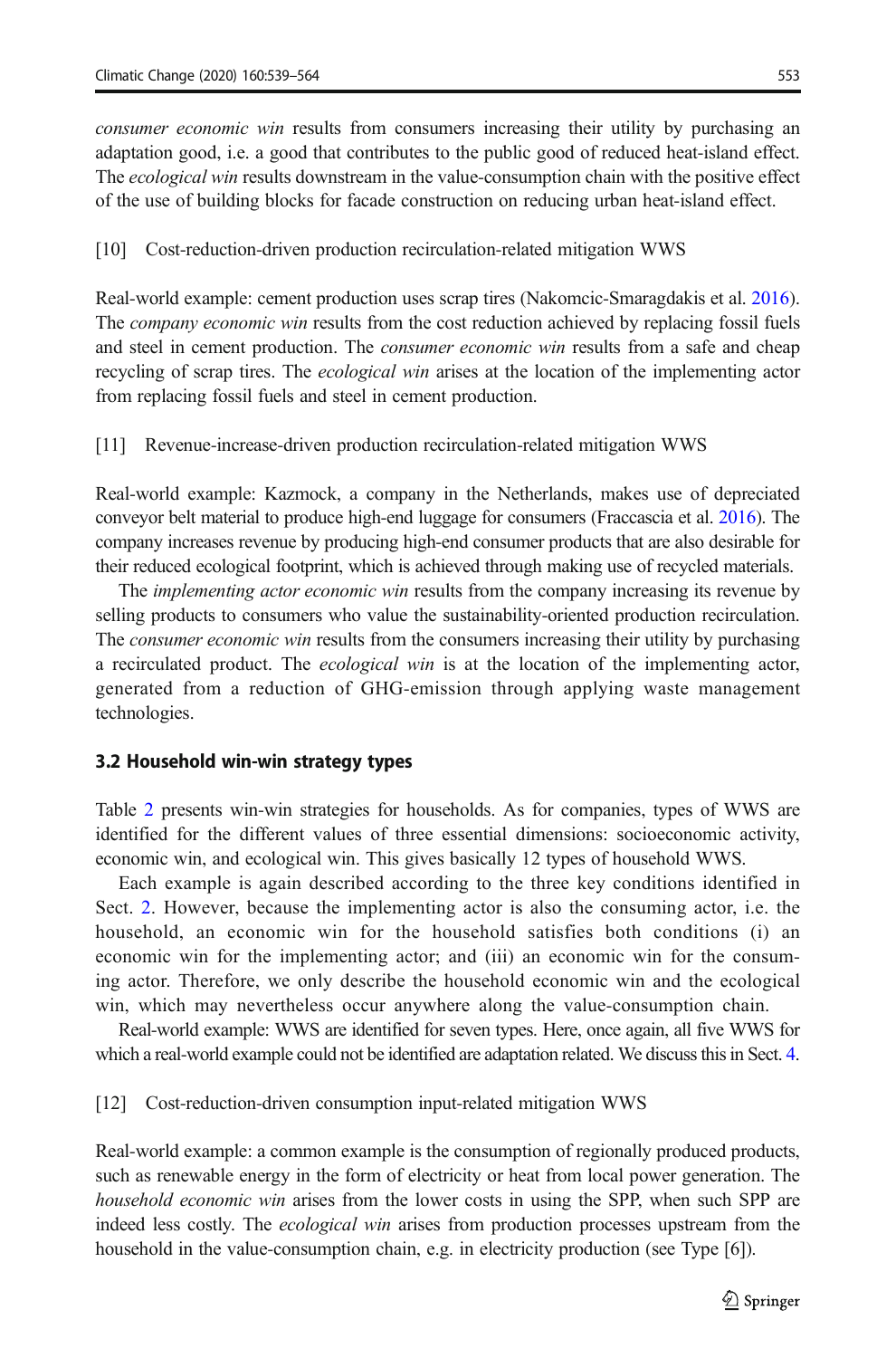*consumer economic win* results from consumers increasing their utility by purchasing an adaptation good, i.e. a good that contributes to the public good of reduced heat-island effect. The *ecological win* results downstream in the value-consumption chain with the positive effect of the use of building blocks for facade construction on reducing urban heat-island effect.

[10] Cost-reduction-driven production recirculation-related mitigation WWS

Real-world example: cement production uses scrap tires (Nakomcic-Smaragdakis et al. 2016). The *company economic win* results from the cost reduction achieved by replacing fossil fuels and steel in cement production. The *consumer economic win* results from a safe and cheap recycling of scrap tires. The *ecological win* arises at the location of the implementing actor from replacing fossil fuels and steel in cement production.

[11] Revenue-increase-driven production recirculation-related mitigation WWS

Real-world example: Kazmock, a company in the Netherlands, makes use of depreciated conveyor belt material to produce high-end luggage for consumers (Fraccascia et al. 2016). The company increases revenue by producing high-end consumer products that are also desirable for their reduced ecological footprint, which is achieved through making use of recycled materials.

The *implementing actor economic win* results from the company increasing its revenue by selling products to consumers who value the sustainability-oriented production recirculation. The *consumer economic win* results from the consumers increasing their utility by purchasing a recirculated product. The *ecological win* is at the location of the implementing actor, generated from a reduction of GHG-emission through applying waste management technologies.

### 3.2 Household win-win strategy types

Table 2 presents win-win strategies for households. As for companies, types of WWS are identified for the different values of three essential dimensions: socioeconomic activity, economic win, and ecological win. This gives basically 12 types of household WWS.

Each example is again described according to the three key conditions identified in Sect. 2. However, because the implementing actor is also the consuming actor, i.e. the household, an economic win for the household satisfies both conditions (i) an economic win for the implementing actor; and (iii) an economic win for the consuming actor. Therefore, we only describe the household economic win and the ecological win, which may nevertheless occur anywhere along the value-consumption chain.

Real-world example: WWS are identified for seven types. Here, once again, all five WWS for which a real-world example could not be identified are adaptation related. We discuss this in Sect. 4.

[12] Cost-reduction-driven consumption input-related mitigation WWS

Real-world example: a common example is the consumption of regionally produced products, such as renewable energy in the form of electricity or heat from local power generation. The *household economic win* arises from the lower costs in using the SPP, when such SPP are indeed less costly. The *ecological win* arises from production processes upstream from the household in the value-consumption chain, e.g. in electricity production (see Type [6]).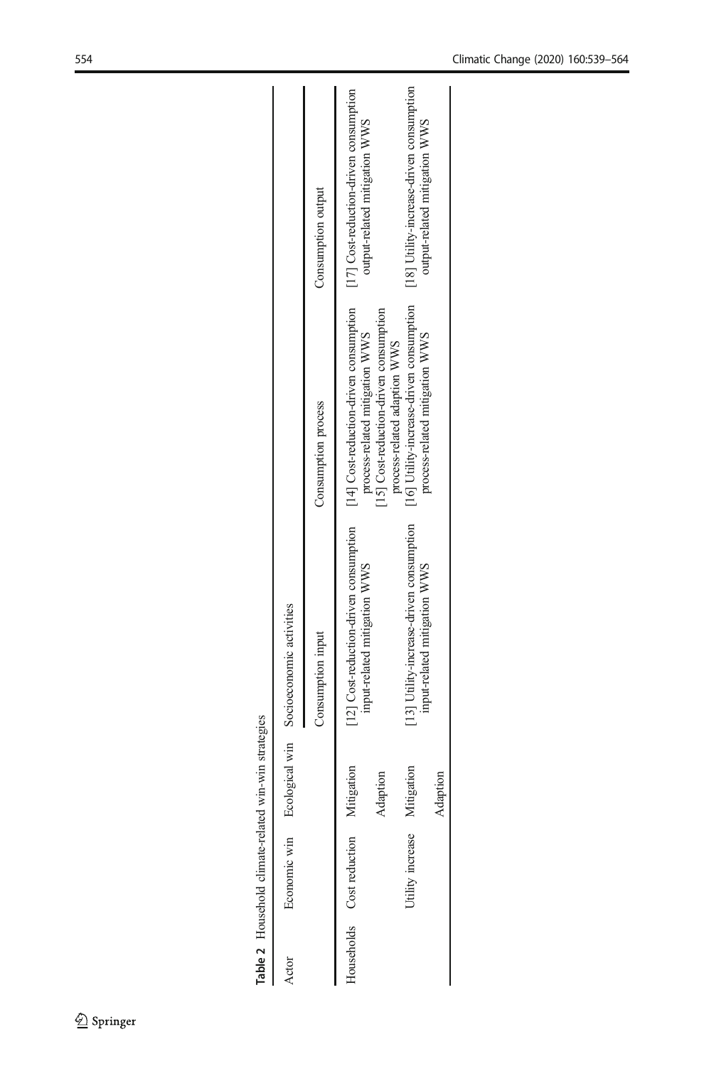**Table 2** Household climate-related win-win strategies

| Actor | Economic win | Ecological win | Socioeconomic activities | | |
|---|---|---|---|---|---|
| | | | Consumption input | Consumption process | Consumption output |
| Households | Cost reduction | Mitigation | [12] Cost-reduction-driven consumption input-related mitigation WWS | [14] Cost-reduction-driven consumption process-related mitigation WWS | [17] Cost-reduction-driven consumption output-related mitigation WWS |
| | | Adaption | | [15] Cost-reduction-driven consumption process-related adaption WWS | |
| | Utility increase | Mitigation | [13] Utility-increase-driven consumption input-related mitigation WWS | [16] Utility-increase-driven consumption process-related mitigation WWS | [18] Utility-increase-driven consumption output-related mitigation WWS |
| | | Adaption | | | |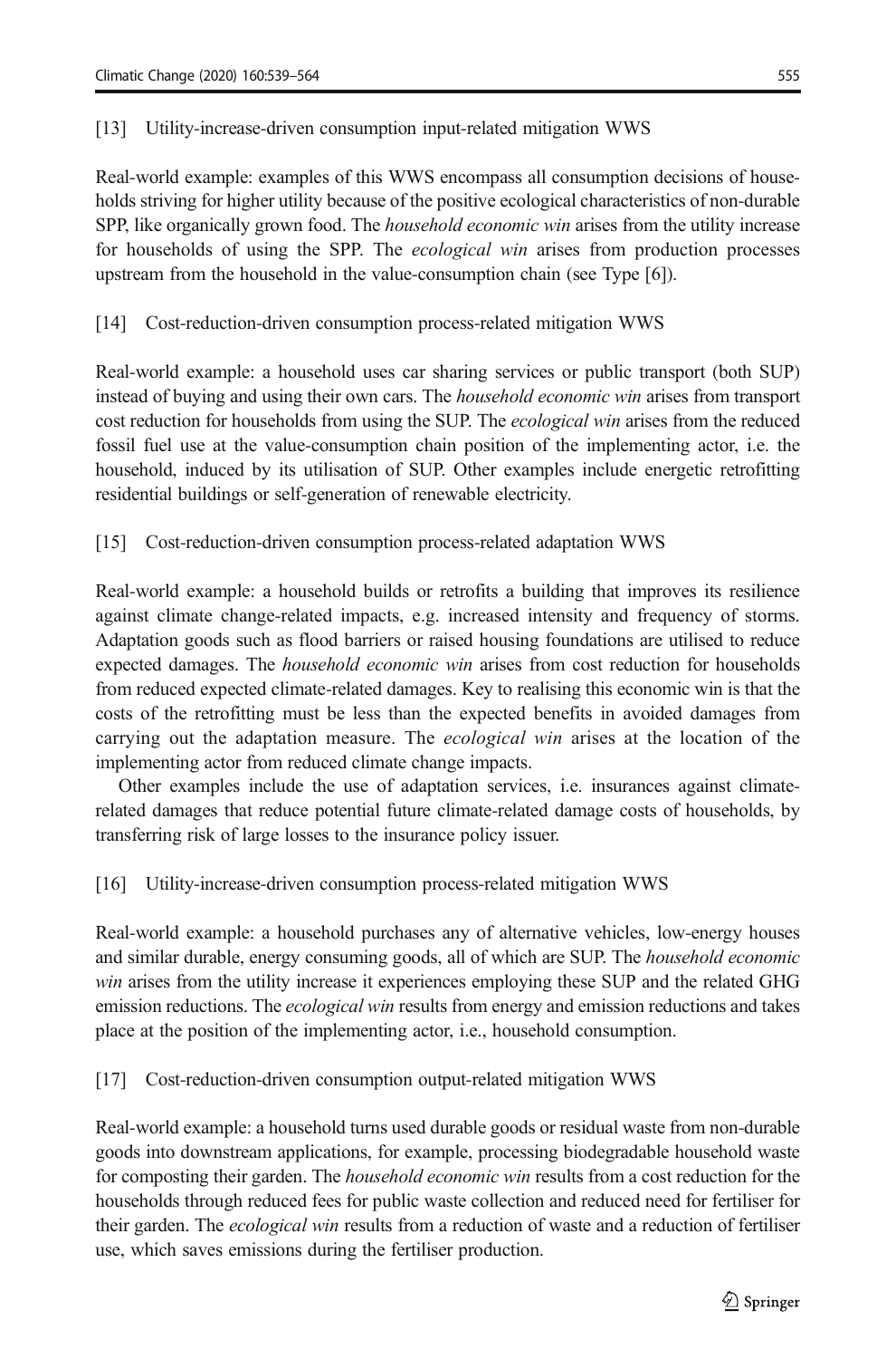[13] Utility-increase-driven consumption input-related mitigation WWS

Real-world example: examples of this WWS encompass all consumption decisions of households striving for higher utility because of the positive ecological characteristics of non-durable SPP, like organically grown food. The *household economic win* arises from the utility increase for households of using the SPP. The *ecological win* arises from production processes upstream from the household in the value-consumption chain (see Type [6]).

[14] Cost-reduction-driven consumption process-related mitigation WWS

Real-world example: a household uses car sharing services or public transport (both SUP) instead of buying and using their own cars. The *household economic win* arises from transport cost reduction for households from using the SUP. The *ecological win* arises from the reduced fossil fuel use at the value-consumption chain position of the implementing actor, i.e. the household, induced by its utilisation of SUP. Other examples include energetic retrofitting residential buildings or self-generation of renewable electricity.

[15] Cost-reduction-driven consumption process-related adaptation WWS

Real-world example: a household builds or retrofits a building that improves its resilience against climate change-related impacts, e.g. increased intensity and frequency of storms. Adaptation goods such as flood barriers or raised housing foundations are utilised to reduce expected damages. The *household economic win* arises from cost reduction for households from reduced expected climate-related damages. Key to realising this economic win is that the costs of the retrofitting must be less than the expected benefits in avoided damages from carrying out the adaptation measure. The *ecological win* arises at the location of the implementing actor from reduced climate change impacts.

Other examples include the use of adaptation services, i.e. insurances against climate-related damages that reduce potential future climate-related damage costs of households, by transferring risk of large losses to the insurance policy issuer.

[16] Utility-increase-driven consumption process-related mitigation WWS

Real-world example: a household purchases any of alternative vehicles, low-energy houses and similar durable, energy consuming goods, all of which are SUP. The *household economic win* arises from the utility increase it experiences employing these SUP and the related GHG emission reductions. The *ecological win* results from energy and emission reductions and takes place at the position of the implementing actor, i.e., household consumption.

[17] Cost-reduction-driven consumption output-related mitigation WWS

Real-world example: a household turns used durable goods or residual waste from non-durable goods into downstream applications, for example, processing biodegradable household waste for composting their garden. The *household economic win* results from a cost reduction for the households through reduced fees for public waste collection and reduced need for fertiliser for their garden. The *ecological win* results from a reduction of waste and a reduction of fertiliser use, which saves emissions during the fertiliser production.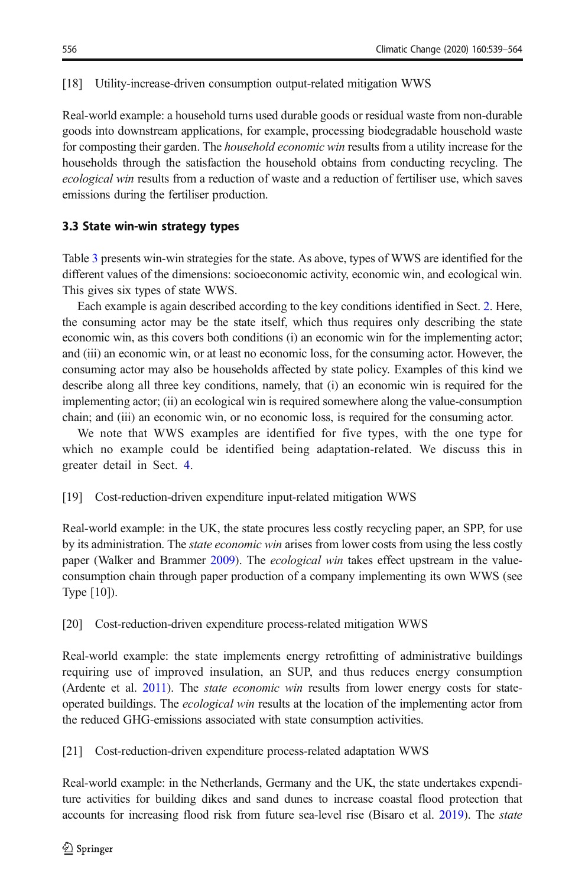[18] Utility-increase-driven consumption output-related mitigation WWS

Real-world example: a household turns used durable goods or residual waste from non-durable goods into downstream applications, for example, processing biodegradable household waste for composting their garden. The *household economic win* results from a utility increase for the households through the satisfaction the household obtains from conducting recycling. The *ecological win* results from a reduction of waste and a reduction of fertiliser use, which saves emissions during the fertiliser production.

### 3.3 State win-win strategy types

Table 3 presents win-win strategies for the state. As above, types of WWS are identified for the different values of the dimensions: socioeconomic activity, economic win, and ecological win. This gives six types of state WWS.

Each example is again described according to the key conditions identified in Sect. 2. Here, the consuming actor may be the state itself, which thus requires only describing the state economic win, as this covers both conditions (i) an economic win for the implementing actor; and (iii) an economic win, or at least no economic loss, for the consuming actor. However, the consuming actor may also be households affected by state policy. Examples of this kind we describe along all three key conditions, namely, that (i) an economic win is required for the implementing actor; (ii) an ecological win is required somewhere along the value-consumption chain; and (iii) an economic win, or no economic loss, is required for the consuming actor.

We note that WWS examples are identified for five types, with the one type for which no example could be identified being adaptation-related. We discuss this in greater detail in Sect. 4.

[19] Cost-reduction-driven expenditure input-related mitigation WWS

Real-world example: in the UK, the state procures less costly recycling paper, an SPP, for use by its administration. The *state economic win* arises from lower costs from using the less costly paper (Walker and Brammer 2009). The *ecological win* takes effect upstream in the value-consumption chain through paper production of a company implementing its own WWS (see Type [10]).

[20] Cost-reduction-driven expenditure process-related mitigation WWS

Real-world example: the state implements energy retrofitting of administrative buildings requiring use of improved insulation, an SUP, and thus reduces energy consumption (Ardente et al. 2011). The *state economic win* results from lower energy costs for state-operated buildings. The *ecological win* results at the location of the implementing actor from the reduced GHG-emissions associated with state consumption activities.

[21] Cost-reduction-driven expenditure process-related adaptation WWS

Real-world example: in the Netherlands, Germany and the UK, the state undertakes expenditure activities for building dikes and sand dunes to increase coastal flood protection that accounts for increasing flood risk from future sea-level rise (Bisaro et al. 2019). The *state*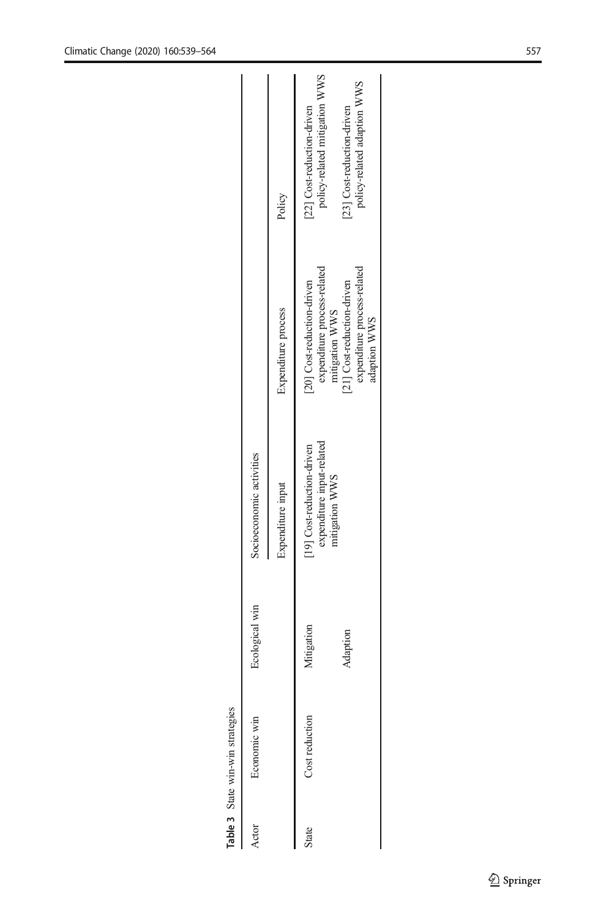**Table 3** State win-win strategies

| Actor | Economic win | Ecological win | Socioeconomic activities | | |
|---|---|---|---|---|---|
| | | | Expenditure input | Expenditure process | Policy |
| State | Cost reduction | Mitigation | [19] Cost-reduction-driven expenditure input-related mitigation WWS | [20] Cost-reduction-driven expenditure process-related mitigation WWS | [22] Cost-reduction-driven policy-related mitigation WWS |
| | | Adaption | | [21] Cost-reduction-driven expenditure process-related adaption WWS | [23] Cost-reduction-driven policy-related adaption WWS |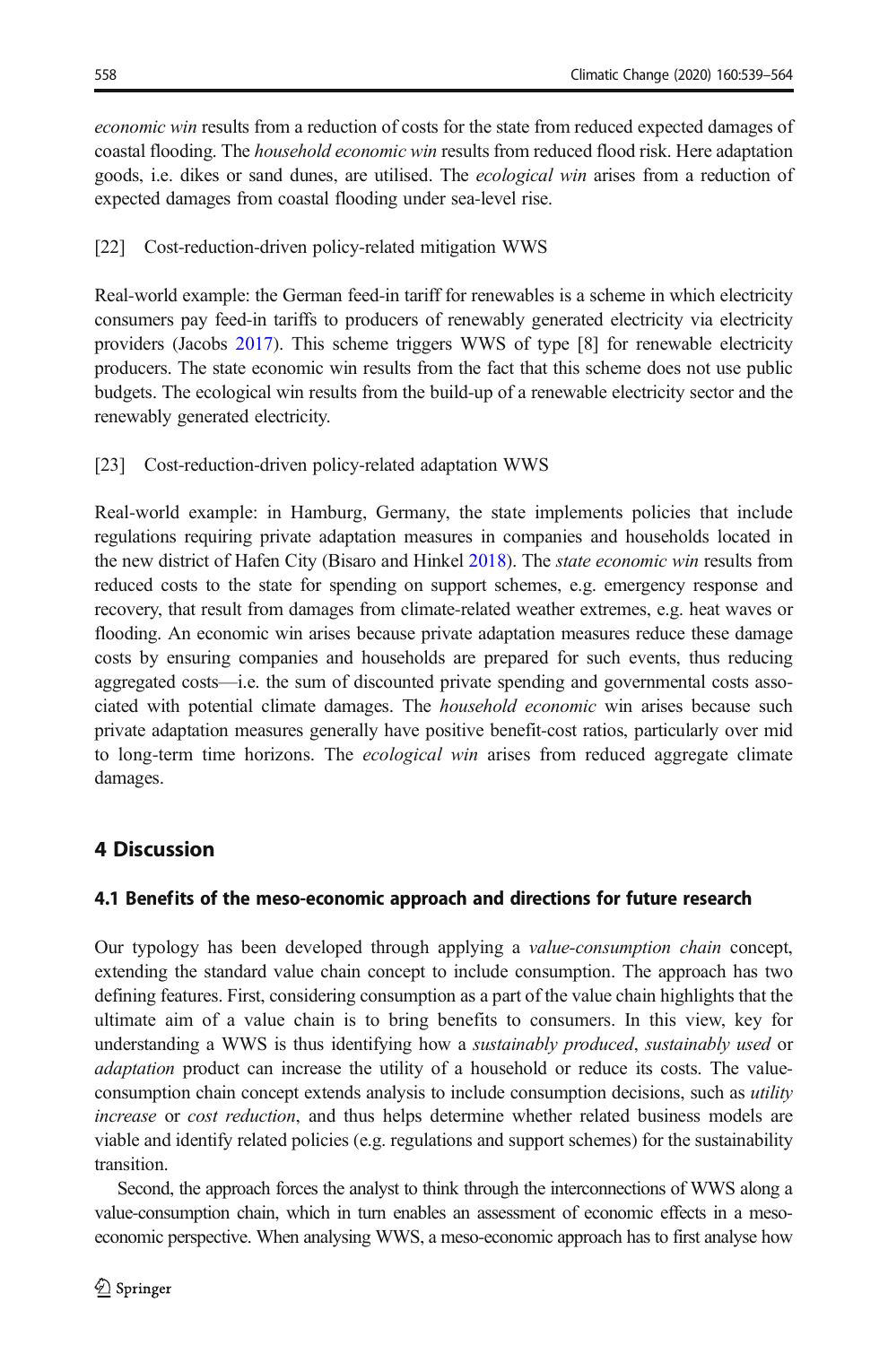*economic win* results from a reduction of costs for the state from reduced expected damages of coastal flooding. The *household economic win* results from reduced flood risk. Here adaptation goods, i.e. dikes or sand dunes, are utilised. The *ecological win* arises from a reduction of expected damages from coastal flooding under sea-level rise.

[22] Cost-reduction-driven policy-related mitigation WWS

Real-world example: the German feed-in tariff for renewables is a scheme in which electricity consumers pay feed-in tariffs to producers of renewably generated electricity via electricity providers (Jacobs 2017). This scheme triggers WWS of type [8] for renewable electricity producers. The state economic win results from the fact that this scheme does not use public budgets. The ecological win results from the build-up of a renewable electricity sector and the renewably generated electricity.

[23] Cost-reduction-driven policy-related adaptation WWS

Real-world example: in Hamburg, Germany, the state implements policies that include regulations requiring private adaptation measures in companies and households located in the new district of Hafen City (Bisaro and Hinkel 2018). The *state economic win* results from reduced costs to the state for spending on support schemes, e.g. emergency response and recovery, that result from damages from climate-related weather extremes, e.g. heat waves or flooding. An economic win arises because private adaptation measures reduce these damage costs by ensuring companies and households are prepared for such events, thus reducing aggregated costs—i.e. the sum of discounted private spending and governmental costs associated with potential climate damages. The *household economic* win arises because such private adaptation measures generally have positive benefit-cost ratios, particularly over mid to long-term time horizons. The *ecological win* arises from reduced aggregate climate damages.

## 4 Discussion

### 4.1 Benefits of the meso-economic approach and directions for future research

Our typology has been developed through applying a *value-consumption chain* concept, extending the standard value chain concept to include consumption. The approach has two defining features. First, considering consumption as a part of the value chain highlights that the ultimate aim of a value chain is to bring benefits to consumers. In this view, key for understanding a WWS is thus identifying how a *sustainably produced*, *sustainably used* or *adaptation* product can increase the utility of a household or reduce its costs. The value-consumption chain concept extends analysis to include consumption decisions, such as *utility increase* or *cost reduction*, and thus helps determine whether related business models are viable and identify related policies (e.g. regulations and support schemes) for the sustainability transition.

Second, the approach forces the analyst to think through the interconnections of WWS along a value-consumption chain, which in turn enables an assessment of economic effects in a meso-economic perspective. When analysing WWS, a meso-economic approach has to first analyse how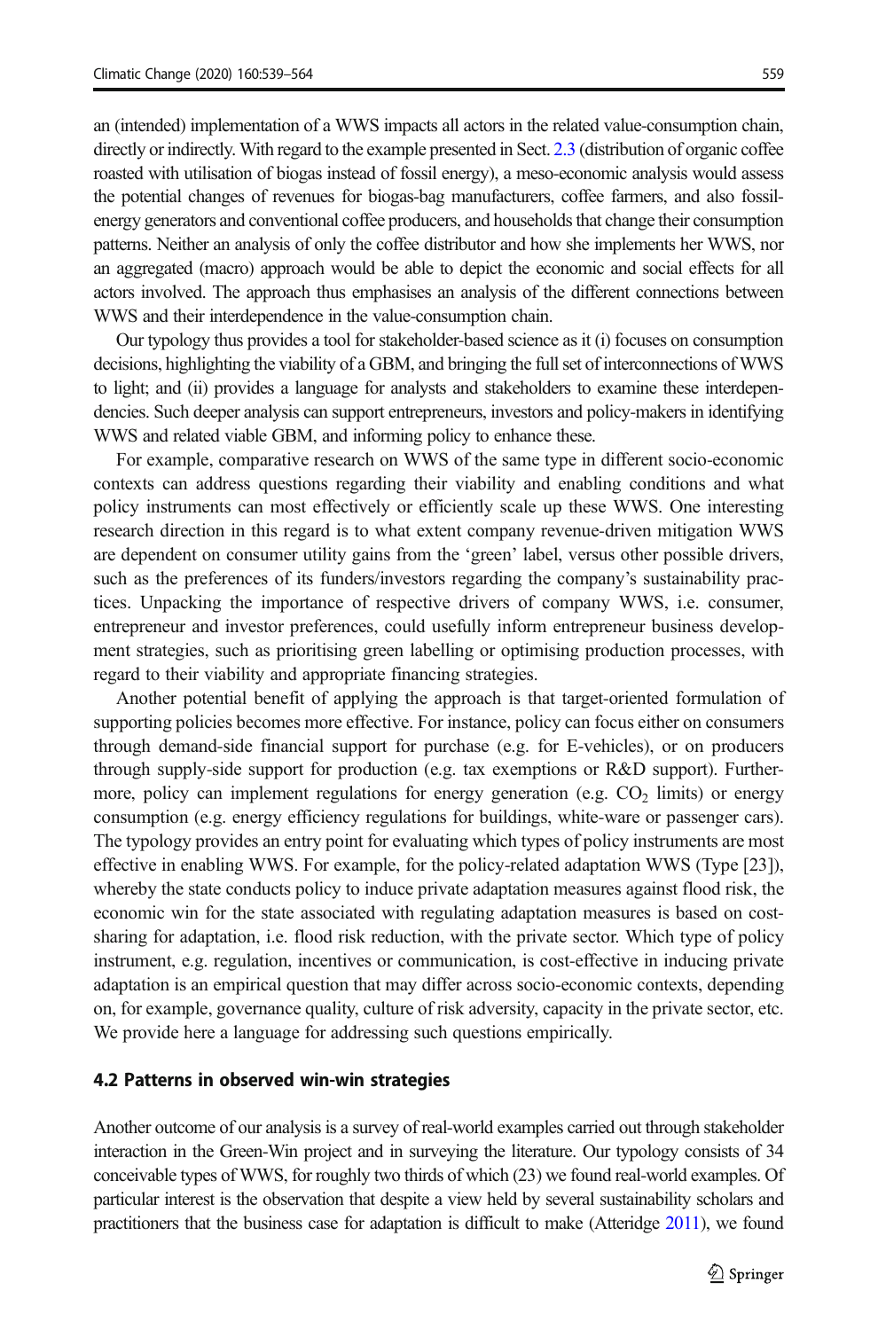an (intended) implementation of a WWS impacts all actors in the related value-consumption chain, directly or indirectly. With regard to the example presented in Sect. 2.3 (distribution of organic coffee roasted with utilisation of biogas instead of fossil energy), a meso-economic analysis would assess the potential changes of revenues for biogas-bag manufacturers, coffee farmers, and also fossil-energy generators and conventional coffee producers, and households that change their consumption patterns. Neither an analysis of only the coffee distributor and how she implements her WWS, nor an aggregated (macro) approach would be able to depict the economic and social effects for all actors involved. The approach thus emphasises an analysis of the different connections between WWS and their interdependence in the value-consumption chain.

Our typology thus provides a tool for stakeholder-based science as it (i) focuses on consumption decisions, highlighting the viability of a GBM, and bringing the full set of interconnections of WWS to light; and (ii) provides a language for analysts and stakeholders to examine these interdependencies. Such deeper analysis can support entrepreneurs, investors and policy-makers in identifying WWS and related viable GBM, and informing policy to enhance these.

For example, comparative research on WWS of the same type in different socio-economic contexts can address questions regarding their viability and enabling conditions and what policy instruments can most effectively or efficiently scale up these WWS. One interesting research direction in this regard is to what extent company revenue-driven mitigation WWS are dependent on consumer utility gains from the 'green' label, versus other possible drivers, such as the preferences of its funders/investors regarding the company's sustainability practices. Unpacking the importance of respective drivers of company WWS, i.e. consumer, entrepreneur and investor preferences, could usefully inform entrepreneur business development strategies, such as prioritising green labelling or optimising production processes, with regard to their viability and appropriate financing strategies.

Another potential benefit of applying the approach is that target-oriented formulation of supporting policies becomes more effective. For instance, policy can focus either on consumers through demand-side financial support for purchase (e.g. for E-vehicles), or on producers through supply-side support for production (e.g. tax exemptions or R&D support). Furthermore, policy can implement regulations for energy generation (e.g. $CO_2$ limits) or energy consumption (e.g. energy efficiency regulations for buildings, white-ware or passenger cars). The typology provides an entry point for evaluating which types of policy instruments are most effective in enabling WWS. For example, for the policy-related adaptation WWS (Type [23]), whereby the state conducts policy to induce private adaptation measures against flood risk, the economic win for the state associated with regulating adaptation measures is based on cost-sharing for adaptation, i.e. flood risk reduction, with the private sector. Which type of policy instrument, e.g. regulation, incentives or communication, is cost-effective in inducing private adaptation is an empirical question that may differ across socio-economic contexts, depending on, for example, governance quality, culture of risk adversity, capacity in the private sector, etc. We provide here a language for addressing such questions empirically.

### 4.2 Patterns in observed win-win strategies

Another outcome of our analysis is a survey of real-world examples carried out through stakeholder interaction in the Green-Win project and in surveying the literature. Our typology consists of 34 conceivable types of WWS, for roughly two thirds of which (23) we found real-world examples. Of particular interest is the observation that despite a view held by several sustainability scholars and practitioners that the business case for adaptation is difficult to make (Atteridge 2011), we found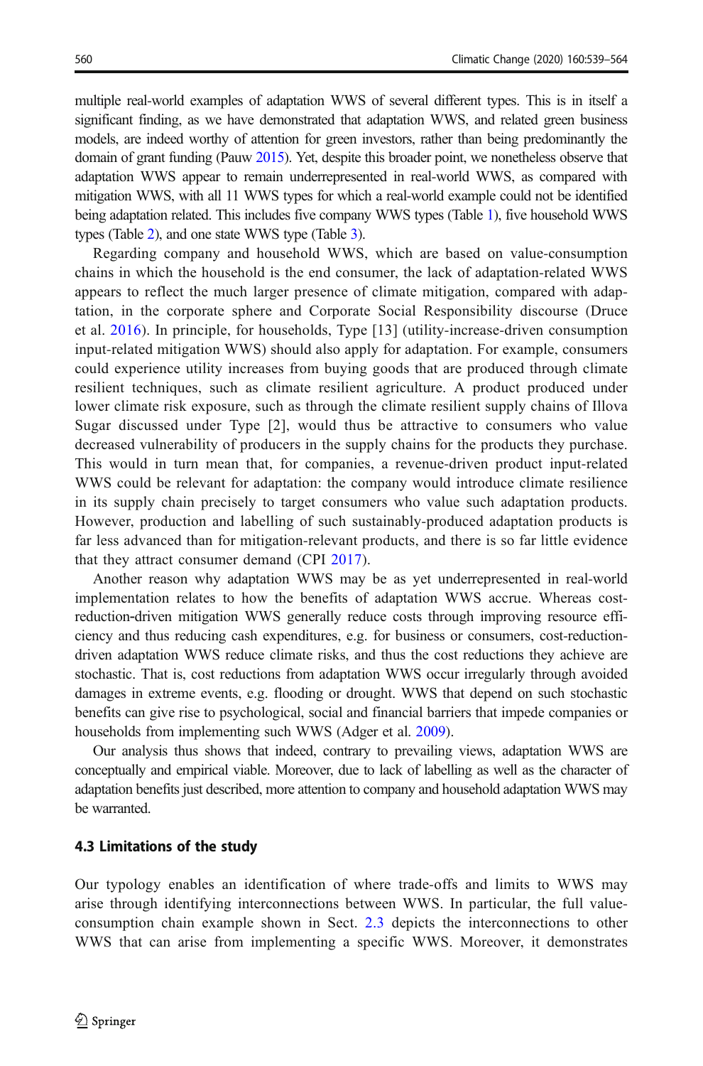multiple real-world examples of adaptation WWS of several different types. This is in itself a significant finding, as we have demonstrated that adaptation WWS, and related green business models, are indeed worthy of attention for green investors, rather than being predominantly the domain of grant funding (Pauw 2015). Yet, despite this broader point, we nonetheless observe that adaptation WWS appear to remain underrepresented in real-world WWS, as compared with mitigation WWS, with all 11 WWS types for which a real-world example could not be identified being adaptation related. This includes five company WWS types (Table 1), five household WWS types (Table 2), and one state WWS type (Table 3).

Regarding company and household WWS, which are based on value-consumption chains in which the household is the end consumer, the lack of adaptation-related WWS appears to reflect the much larger presence of climate mitigation, compared with adaptation, in the corporate sphere and Corporate Social Responsibility discourse (Druce et al. 2016). In principle, for households, Type [13] (utility-increase-driven consumption input-related mitigation WWS) should also apply for adaptation. For example, consumers could experience utility increases from buying goods that are produced through climate resilient techniques, such as climate resilient agriculture. A product produced under lower climate risk exposure, such as through the climate resilient supply chains of Illova Sugar discussed under Type [2], would thus be attractive to consumers who value decreased vulnerability of producers in the supply chains for the products they purchase. This would in turn mean that, for companies, a revenue-driven product input-related WWS could be relevant for adaptation: the company would introduce climate resilience in its supply chain precisely to target consumers who value such adaptation products. However, production and labelling of such sustainably-produced adaptation products is far less advanced than for mitigation-relevant products, and there is so far little evidence that they attract consumer demand (CPI 2017).

Another reason why adaptation WWS may be as yet underrepresented in real-world implementation relates to how the benefits of adaptation WWS accrue. Whereas cost-reduction-driven mitigation WWS generally reduce costs through improving resource efficiency and thus reducing cash expenditures, e.g. for business or consumers, cost-reduction-driven adaptation WWS reduce climate risks, and thus the cost reductions they achieve are stochastic. That is, cost reductions from adaptation WWS occur irregularly through avoided damages in extreme events, e.g. flooding or drought. WWS that depend on such stochastic benefits can give rise to psychological, social and financial barriers that impede companies or households from implementing such WWS (Adger et al. 2009).

Our analysis thus shows that indeed, contrary to prevailing views, adaptation WWS are conceptually and empirical viable. Moreover, due to lack of labelling as well as the character of adaptation benefits just described, more attention to company and household adaptation WWS may be warranted.

### 4.3 Limitations of the study

Our typology enables an identification of where trade-offs and limits to WWS may arise through identifying interconnections between WWS. In particular, the full value-consumption chain example shown in Sect. 2.3 depicts the interconnections to other WWS that can arise from implementing a specific WWS. Moreover, it demonstrates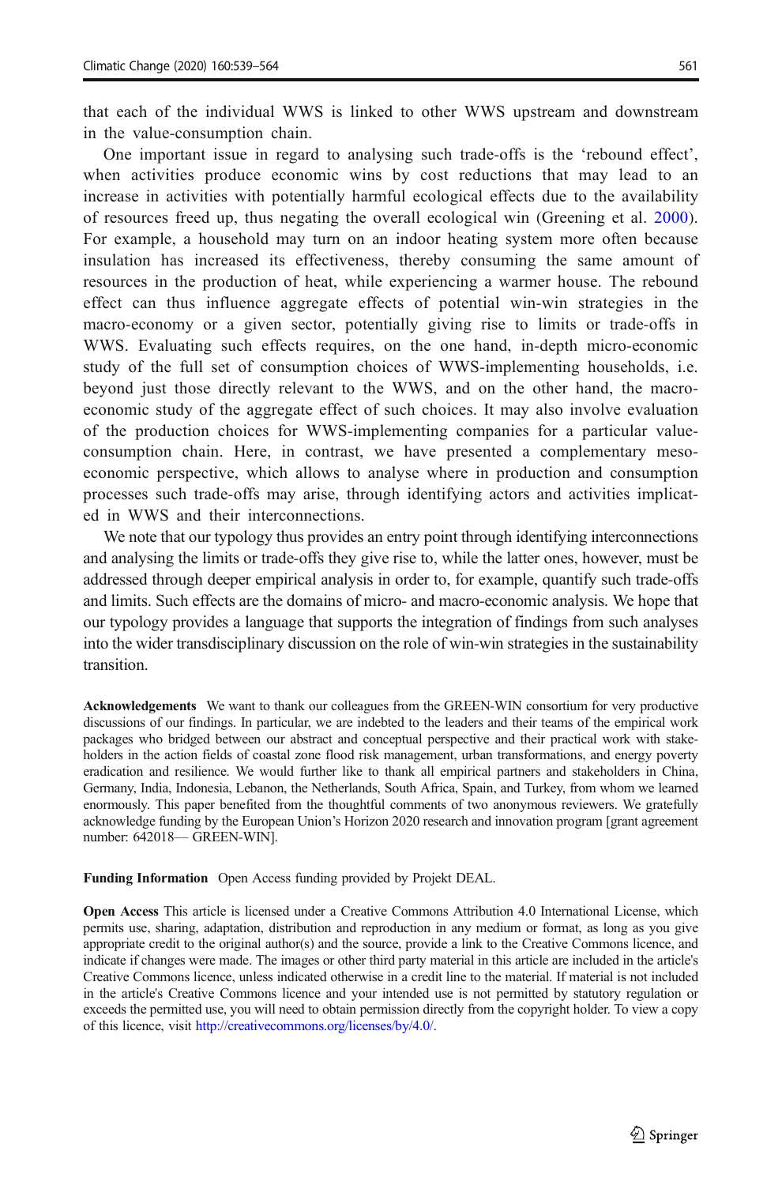that each of the individual WWS is linked to other WWS upstream and downstream in the value-consumption chain.

One important issue in regard to analysing such trade-offs is the 'rebound effect', when activities produce economic wins by cost reductions that may lead to an increase in activities with potentially harmful ecological effects due to the availability of resources freed up, thus negating the overall ecological win (Greening et al. 2000). For example, a household may turn on an indoor heating system more often because insulation has increased its effectiveness, thereby consuming the same amount of resources in the production of heat, while experiencing a warmer house. The rebound effect can thus influence aggregate effects of potential win-win strategies in the macro-economy or a given sector, potentially giving rise to limits or trade-offs in WWS. Evaluating such effects requires, on the one hand, in-depth micro-economic study of the full set of consumption choices of WWS-implementing households, i.e. beyond just those directly relevant to the WWS, and on the other hand, the macro-economic study of the aggregate effect of such choices. It may also involve evaluation of the production choices for WWS-implementing companies for a particular value-consumption chain. Here, in contrast, we have presented a complementary meso-economic perspective, which allows to analyse where in production and consumption processes such trade-offs may arise, through identifying actors and activities implicated in WWS and their interconnections.

We note that our typology thus provides an entry point through identifying interconnections and analysing the limits or trade-offs they give rise to, while the latter ones, however, must be addressed through deeper empirical analysis in order to, for example, quantify such trade-offs and limits. Such effects are the domains of micro- and macro-economic analysis. We hope that our typology provides a language that supports the integration of findings from such analyses into the wider transdisciplinary discussion on the role of win-win strategies in the sustainability transition.

**Acknowledgements** We want to thank our colleagues from the GREEN-WIN consortium for very productive discussions of our findings. In particular, we are indebted to the leaders and their teams of the empirical work packages who bridged between our abstract and conceptual perspective and their practical work with stakeholders in the action fields of coastal zone flood risk management, urban transformations, and energy poverty eradication and resilience. We would further like to thank all empirical partners and stakeholders in China, Germany, India, Indonesia, Lebanon, the Netherlands, South Africa, Spain, and Turkey, from whom we learned enormously. This paper benefited from the thoughtful comments of two anonymous reviewers. We gratefully acknowledge funding by the European Union's Horizon 2020 research and innovation program [grant agreement number: 642018— GREEN-WIN].

**Funding Information** Open Access funding provided by Projekt DEAL.

**Open Access** This article is licensed under a Creative Commons Attribution 4.0 International License, which permits use, sharing, adaptation, distribution and reproduction in any medium or format, as long as you give appropriate credit to the original author(s) and the source, provide a link to the Creative Commons licence, and indicate if changes were made. The images or other third party material in this article are included in the article's Creative Commons licence, unless indicated otherwise in a credit line to the material. If material is not included in the article's Creative Commons licence and your intended use is not permitted by statutory regulation or exceeds the permitted use, you will need to obtain permission directly from the copyright holder. To view a copy of this licence, visit http://creativecommons.org/licenses/by/4.0/.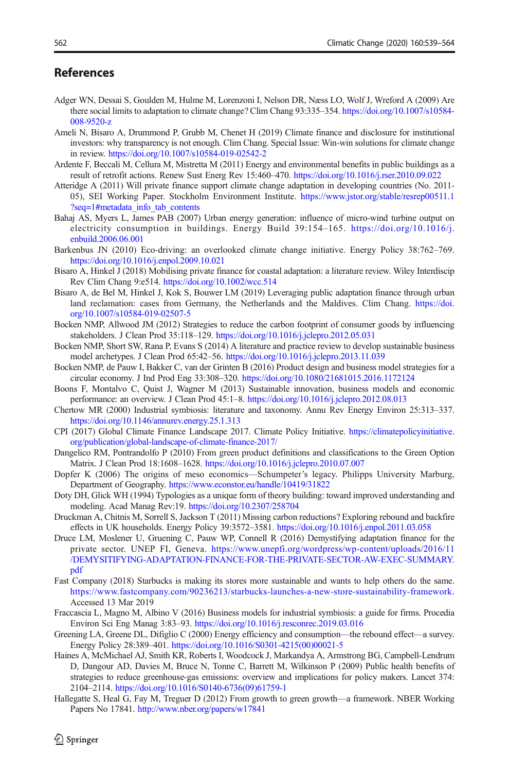## References

Adger WN, Dessai S, Goulden M, Hulme M, Lorenzoni I, Nelson DR, Næss LO, Wolf J, Wreford A (2009) Are there social limits to adaptation to climate change? Clim Chang 93:335–354. https://doi.org/10.1007/s10584-008-9520-z

Ameli N, Bisaro A, Drummond P, Grubb M, Chenet H (2019) Climate finance and disclosure for institutional investors: why transparency is not enough. Clim Chang. Special Issue: Win-win solutions for climate change in review. https://doi.org/10.1007/s10584-019-02542-2

Ardente F, Beccali M, Cellura M, Mistretta M (2011) Energy and environmental benefits in public buildings as a result of retrofit actions. Renew Sust Energ Rev 15:460–470. https://doi.org/10.1016/j.rser.2010.09.022

Atteridge A (2011) Will private finance support climate change adaptation in developing countries (No. 2011-05), SEI Working Paper. Stockholm Environment Institute. https://www.jstor.org/stable/resrep00511.1?seq=1#metadata_info_tab_contents

Bahaj AS, Myers L, James PAB (2007) Urban energy generation: influence of micro-wind turbine output on electricity consumption in buildings. Energy Build 39:154–165. https://doi.org/10.1016/j.enbuild.2006.06.001

Barkenbus JN (2010) Eco-driving: an overlooked climate change initiative. Energy Policy 38:762–769. https://doi.org/10.1016/j.enpol.2009.10.021

Bisaro A, Hinkel J (2018) Mobilising private finance for coastal adaptation: a literature review. Wiley Interdiscip Rev Clim Chang 9:e514. https://doi.org/10.1002/wcc.514

Bisaro A, de Bel M, Hinkel J, Kok S, Bouwer LM (2019) Leveraging public adaptation finance through urban land reclamation: cases from Germany, the Netherlands and the Maldives. Clim Chang. https://doi.org/10.1007/s10584-019-02507-5

Bocken NMP, Allwood JM (2012) Strategies to reduce the carbon footprint of consumer goods by influencing stakeholders. J Clean Prod 35:118–129. https://doi.org/10.1016/j.jclepro.2012.05.031

Bocken NMP, Short SW, Rana P, Evans S (2014) A literature and practice review to develop sustainable business model archetypes. J Clean Prod 65:42–56. https://doi.org/10.1016/j.jclepro.2013.11.039

Bocken NMP, de Pauw I, Bakker C, van der Grinten B (2016) Product design and business model strategies for a circular economy. J Ind Prod Eng 33:308–320. https://doi.org/10.1080/21681015.2016.1172124

Boons F, Montalvo C, Quist J, Wagner M (2013) Sustainable innovation, business models and economic performance: an overview. J Clean Prod 45:1–8. https://doi.org/10.1016/j.jclepro.2012.08.013

Chertow MR (2000) Industrial symbiosis: literature and taxonomy. Annu Rev Energy Environ 25:313–337. https://doi.org/10.1146/annurev.energy.25.1.313

CPI (2017) Global Climate Finance Landscape 2017. Climate Policy Initiative. https://climatepolicyinitiative.org/publication/global-landscape-of-climate-finance-2017/

Dangelico RM, Pontrandolfo P (2010) From green product definitions and classifications to the Green Option Matrix. J Clean Prod 18:1608–1628. https://doi.org/10.1016/j.jclepro.2010.07.007

Dopfer K (2006) The origins of meso economics—Schumpeter's legacy. Philipps University Marburg, Department of Geography. https://www.econstor.eu/handle/10419/31822

Doty DH, Glick WH (1994) Typologies as a unique form of theory building: toward improved understanding and modeling. Acad Manag Rev:19. https://doi.org/10.2307/258704

Druckman A, Chitnis M, Sorrell S, Jackson T (2011) Missing carbon reductions? Exploring rebound and backfire effects in UK households. Energy Policy 39:3572–3581. https://doi.org/10.1016/j.enpol.2011.03.058

Druce LM, Moslener U, Gruening C, Pauw WP, Connell R (2016) Demystifying adaptation finance for the private sector. UNEP FI, Geneva. https://www.unepfi.org/wordpress/wp-content/uploads/2016/11/DEMYSITIFYING-ADAPTATION-FINANCE-FOR-THE-PRIVATE-SECTOR-AW-EXEC-SUMMARY.pdf

Fast Company (2018) Starbucks is making its stores more sustainable and wants to help others do the same. https://www.fastcompany.com/90236213/starbucks-launches-a-new-store-sustainability-framework. Accessed 13 Mar 2019

Fraccascia L, Magno M, Albino V (2016) Business models for industrial symbiosis: a guide for firms. Procedia Environ Sci Eng Manag 3:83–93. https://doi.org/10.1016/j.resconrec.2019.03.016

Greening LA, Greene DL, Difiglio C (2000) Energy efficiency and consumption—the rebound effect—a survey. Energy Policy 28:389–401. https://doi.org/10.1016/S0301-4215(00)00021-5

Haines A, McMichael AJ, Smith KR, Roberts I, Woodcock J, Markandya A, Armstrong BG, Campbell-Lendrum D, Dangour AD, Davies M, Bruce N, Tonne C, Barrett M, Wilkinson P (2009) Public health benefits of strategies to reduce greenhouse-gas emissions: overview and implications for policy makers. Lancet 374:2104–2114. https://doi.org/10.1016/S0140-6736(09)61759-1

Hallegatte S, Heal G, Fay M, Treguer D (2012) From growth to green growth—a framework. NBER Working Papers No 17841. http://www.nber.org/papers/w17841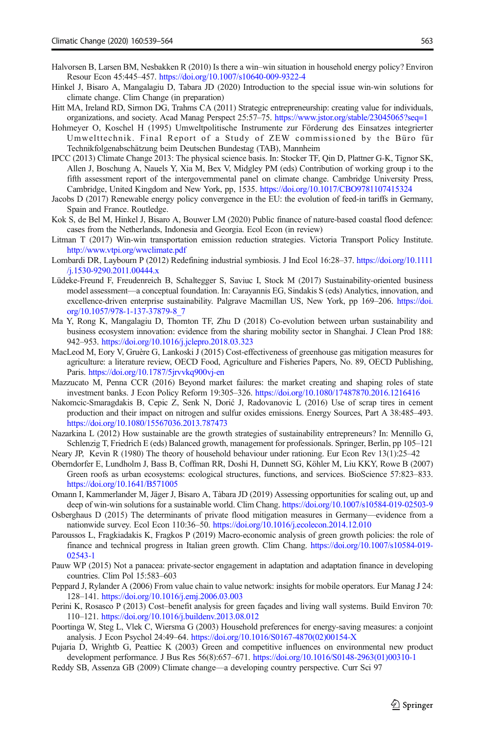Halvorsen B, Larsen BM, Nesbakken R (2010) Is there a win–win situation in household energy policy? Environ Resour Econ 45:445–457. https://doi.org/10.1007/s10640-009-9322-4

Hinkel J, Bisaro A, Mangalagiu D, Tabara JD (2020) Introduction to the special issue win-win solutions for climate change. Clim Change (in preparation)

Hitt MA, Ireland RD, Sirmon DG, Trahms CA (2011) Strategic entrepreneurship: creating value for individuals, organizations, and society. Acad Manag Perspect 25:57–75. https://www.jstor.org/stable/23045065?seq=1

Hohmeyer O, Koschel H (1995) Umweltpolitische Instrumente zur Förderung des Einsatzes integrierter Umwelttechnik. Final Report of a Study of ZEW commissioned by the Büro für Technikfolgenabschätzung beim Deutschen Bundestag (TAB), Mannheim

IPCC (2013) Climate Change 2013: The physical science basis. In: Stocker TF, Qin D, Plattner G-K, Tignor SK, Allen J, Boschung A, Nauels Y, Xia M, Bex V, Midgley PM (eds) Contribution of working group i to the fifth assessment report of the intergovernmental panel on climate change. Cambridge University Press, Cambridge, United Kingdom and New York, pp, 1535. https://doi.org/10.1017/CBO9781107415324

Jacobs D (2017) Renewable energy policy convergence in the EU: the evolution of feed-in tariffs in Germany, Spain and France. Routledge.

Kok S, de Bel M, Hinkel J, Bisaro A, Bouwer LM (2020) Public finance of nature-based coastal flood defence: cases from the Netherlands, Indonesia and Georgia. Ecol Econ (in review)

Litman T (2017) Win-win transportation emission reduction strategies. Victoria Transport Policy Institute. http://www.vtpi.org/wwclimate.pdf

Lombardi DR, Laybourn P (2012) Redefining industrial symbiosis. J Ind Ecol 16:28–37. https://doi.org/10.1111/j.1530-9290.2011.00444.x

Lüdeke-Freund F, Freudenreich B, Schaltegger S, Saviuc I, Stock M (2017) Sustainability-oriented business model assessment—a conceptual foundation. In: Carayannis EG, Sindakis S (eds) Analytics, innovation, and excellence-driven enterprise sustainability. Palgrave Macmillan US, New York, pp 169–206. https://doi.org/10.1057/978-1-137-37879-8_7

Ma Y, Rong K, Mangalagiu D, Thornton TF, Zhu D (2018) Co-evolution between urban sustainability and business ecosystem innovation: evidence from the sharing mobility sector in Shanghai. J Clean Prod 188: 942–953. https://doi.org/10.1016/j.jclepro.2018.03.323

MacLeod M, Eory V, Gruère G, Lankoski J (2015) Cost-effectiveness of greenhouse gas mitigation measures for agriculture: a literature review, OECD Food, Agriculture and Fisheries Papers, No. 89, OECD Publishing, Paris. https://doi.org/10.1787/5jrvvkq900vj-en

Mazzucato M, Penna CCR (2016) Beyond market failures: the market creating and shaping roles of state investment banks. J Econ Policy Reform 19:305–326. https://doi.org/10.1080/17487870.2016.1216416

Nakomcic-Smaragdakis B, Cepic Z, Senk N, Dorić J, Radovanovic L (2016) Use of scrap tires in cement production and their impact on nitrogen and sulfur oxides emissions. Energy Sources, Part A 38:485–493. https://doi.org/10.1080/15567036.2013.787473

Nazarkina L (2012) How sustainable are the growth strategies of sustainability entrepreneurs? In: Mennillo G, Schlenzig T, Friedrich E (eds) Balanced growth, management for professionals. Springer, Berlin, pp 105–121

Neary JP, Kevin R (1980) The theory of household behaviour under rationing. Eur Econ Rev 13(1):25–42

Oberndorfer E, Lundholm J, Bass B, Coffman RR, Doshi H, Dunnett SG, Köhler M, Liu KKY, Rowe B (2007) Green roofs as urban ecosystems: ecological structures, functions, and services. BioScience 57:823–833. https://doi.org/10.1641/B571005

Omann I, Kammerlander M, Jäger J, Bisaro A, Tàbara JD (2019) Assessing opportunities for scaling out, up and deep of win-win solutions for a sustainable world. Clim Chang. https://doi.org/10.1007/s10584-019-02503-9

Osberghaus D (2015) The determinants of private flood mitigation measures in Germany—evidence from a nationwide survey. Ecol Econ 110:36–50. https://doi.org/10.1016/j.ecolecon.2014.12.010

Paroussos L, Fragkiadakis K, Fragkos P (2019) Macro-economic analysis of green growth policies: the role of finance and technical progress in Italian green growth. Clim Chang. https://doi.org/10.1007/s10584-019-02543-1

Pauw WP (2015) Not a panacea: private-sector engagement in adaptation and adaptation finance in developing countries. Clim Pol 15:583–603

Peppard J, Rylander A (2006) From value chain to value network: insights for mobile operators. Eur Manag J 24: 128–141. https://doi.org/10.1016/j.emj.2006.03.003

Perini K, Rosasco P (2013) Cost–benefit analysis for green façades and living wall systems. Build Environ 70: 110–121. https://doi.org/10.1016/j.buildenv.2013.08.012

Poortinga W, Steg L, Vlek C, Wiersma G (2003) Household preferences for energy-saving measures: a conjoint analysis. J Econ Psychol 24:49–64. https://doi.org/10.1016/S0167-4870(02)00154-X

Pujaria D, Wrightb G, Peattiec K (2003) Green and competitive influences on environmental new product development performance. J Bus Res 56(8):657–671. https://doi.org/10.1016/S0148-2963(01)00310-1

Reddy SB, Assenza GB (2009) Climate change—a developing country perspective. Curr Sci 97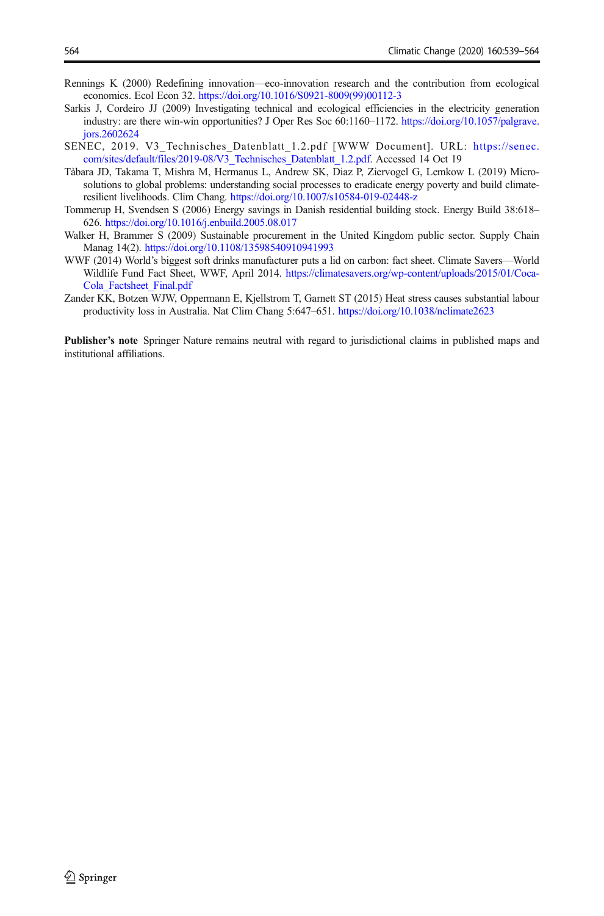Rennings K (2000) Redefining innovation—eco-innovation research and the contribution from ecological economics. Ecol Econ 32. https://doi.org/10.1016/S0921-8009(99)00112-3

Sarkis J, Cordeiro JJ (2009) Investigating technical and ecological efficiencies in the electricity generation industry: are there win-win opportunities? J Oper Res Soc 60:1160–1172. https://doi.org/10.1057/palgrave.jors.2602624

SENEC, 2019. V3_Technisches_Datenblatt_1.2.pdf [WWW Document]. URL: https://senec.com/sites/default/files/2019-08/V3_Technisches_Datenblatt_1.2.pdf. Accessed 14 Oct 19

Tàbara JD, Takama T, Mishra M, Hermanus L, Andrew SK, Diaz P, Ziervogel G, Lemkow L (2019) Micro-solutions to global problems: understanding social processes to eradicate energy poverty and build climate-resilient livelihoods. Clim Chang. https://doi.org/10.1007/s10584-019-02448-z

Tommerup H, Svendsen S (2006) Energy savings in Danish residential building stock. Energy Build 38:618–626. https://doi.org/10.1016/j.enbuild.2005.08.017

Walker H, Brammer S (2009) Sustainable procurement in the United Kingdom public sector. Supply Chain Manag 14(2). https://doi.org/10.1108/13598540910941993

WWF (2014) World's biggest soft drinks manufacturer puts a lid on carbon: fact sheet. Climate Savers—World Wildlife Fund Fact Sheet, WWF, April 2014. https://climatesavers.org/wp-content/uploads/2015/01/Coca-Cola_Factsheet_Final.pdf

Zander KK, Botzen WJW, Oppermann E, Kjellstrom T, Garnett ST (2015) Heat stress causes substantial labour productivity loss in Australia. Nat Clim Chang 5:647–651. https://doi.org/10.1038/nclimate2623

**Publisher's note** Springer Nature remains neutral with regard to jurisdictional claims in published maps and institutional affiliations.